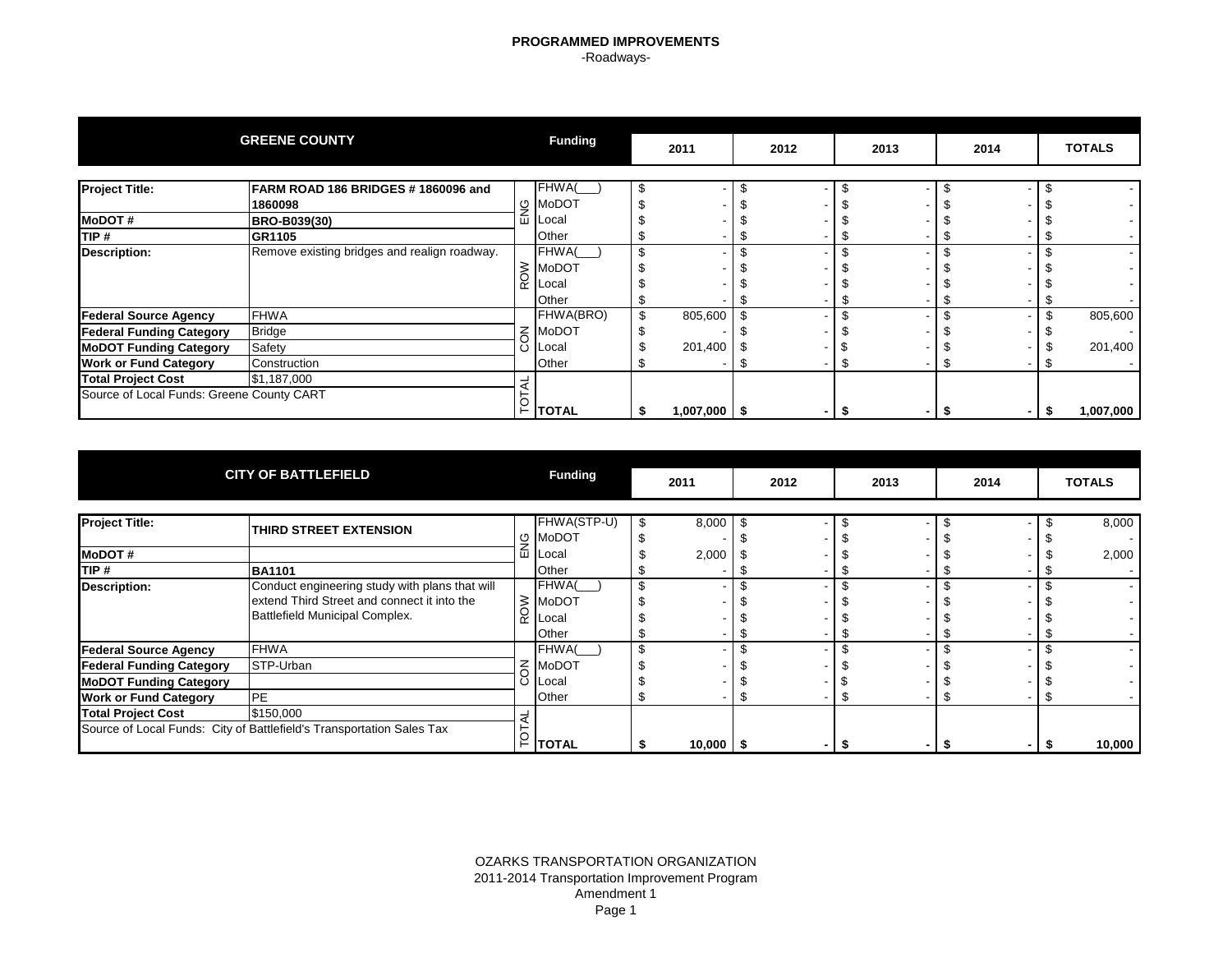# PROGRAMMED IMPROVEMENTS

-Roadways-

| GREENE COUNTY | | | Funding | 2011 | 2012 | 2013 | 2014 | TOTALS |
|---|---|---|---|---|---|---|---|---|
| **Project Title:** | **FARM ROAD 186 BRIDGES # 1860096 and 1860098** | ENG | FHWA(___) | $ - | $ - | $ - | $ - | $ - |
| | | | MoDOT | $ - | $ - | $ - | $ - | $ - |
| **MoDOT #** | **BRO-B039(30)** | | Local | $ - | $ - | $ - | $ - | $ - |
| **TIP #** | **GR1105** | | Other | $ - | $ - | $ - | $ - | $ - |
| **Description:** | Remove existing bridges and realign roadway. | ROW | FHWA(___) | $ - | $ - | $ - | $ - | $ - |
| | | | MoDOT | $ - | $ - | $ - | $ - | $ - |
| | | | Local | $ - | $ - | $ - | $ - | $ - |
| | | | Other | $ - | $ - | $ - | $ - | $ - |
| **Federal Source Agency** | FHWA | CON | FHWA(BRO) | $ 805,600 | $ - | $ - | $ - | $ 805,600 |
| **Federal Funding Category** | Bridge | | MoDOT | $ - | $ - | $ - | $ - | $ - |
| **MoDOT Funding Category** | Safety | | Local | $ 201,400 | $ - | $ - | $ - | $ 201,400 |
| **Work or Fund Category** | Construction | | Other | $ - | $ - | $ - | $ - | $ - |
| **Total Project Cost** | $1,187,000 | TOTAL | | | | | | |
| Source of Local Funds: Greene County CART | | | **TOTAL** | **$ 1,007,000** | **$ -** | **$ -** | **$ -** | **$ 1,007,000** |

| CITY OF BATTLEFIELD | | | Funding | 2011 | 2012 | 2013 | 2014 | TOTALS |
|---|---|---|---|---|---|---|---|---|
| **Project Title:** | **THIRD STREET EXTENSION** | ENG | FHWA(STP-U) | $ 8,000 | $ - | $ - | $ - | $ 8,000 |
| | | | MoDOT | $ - | $ - | $ - | $ - | $ - |
| **MoDOT #** | | | Local | $ 2,000 | $ - | $ - | $ - | $ 2,000 |
| **TIP #** | **BA1101** | | Other | $ - | $ - | $ - | $ - | $ - |
| **Description:** | Conduct engineering study with plans that will extend Third Street and connect it into the Battlefield Municipal Complex. | ROW | FHWA(___) | $ - | $ - | $ - | $ - | $ - |
| | | | MoDOT | $ - | $ - | $ - | $ - | $ - |
| | | | Local | $ - | $ - | $ - | $ - | $ - |
| | | | Other | $ - | $ - | $ - | $ - | $ - |
| **Federal Source Agency** | FHWA | CON | FHWA(___) | $ - | $ - | $ - | $ - | $ - |
| **Federal Funding Category** | STP-Urban | | MoDOT | $ - | $ - | $ - | $ - | $ - |
| **MoDOT Funding Category** | | | Local | $ - | $ - | $ - | $ - | $ - |
| **Work or Fund Category** | PE | | Other | $ - | $ - | $ - | $ - | $ - |
| **Total Project Cost** | $150,000 | TOTAL | | | | | | |
| Source of Local Funds: City of Battlefield's Transportation Sales Tax | | | **TOTAL** | **$ 10,000** | **$ -** | **$ -** | **$ -** | **$ 10,000** |

OZARKS TRANSPORTATION ORGANIZATION
2011-2014 Transportation Improvement Program
Amendment 1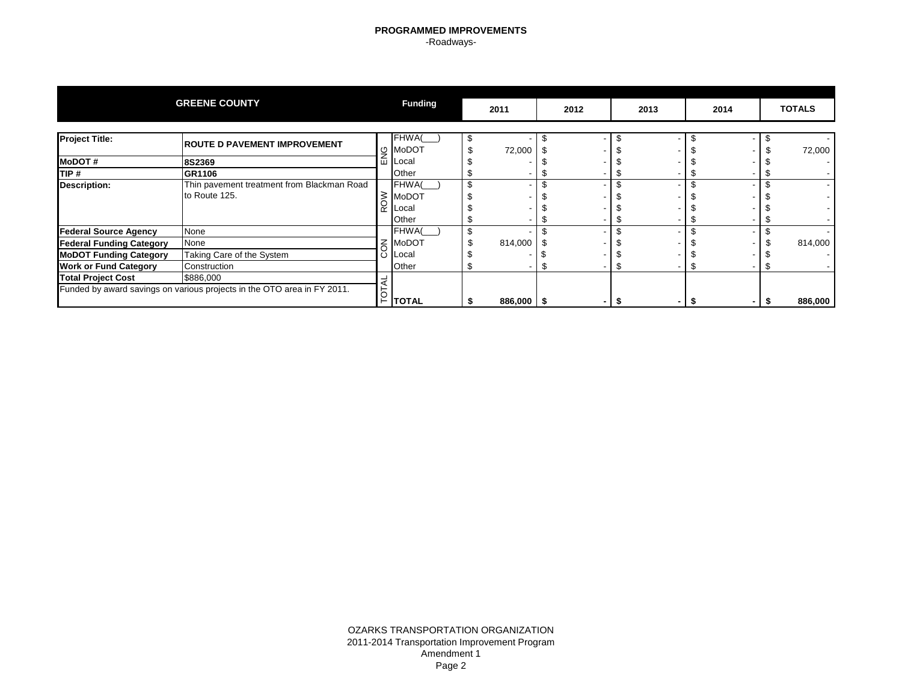# PROGRAMMED IMPROVEMENTS

-Roadways-

| GREENE COUNTY | | | Funding | 2011 | 2012 | 2013 | 2014 | TOTALS |
|---|---|---|---|---|---|---|---|---|
| **Project Title:** | **ROUTE D PAVEMENT IMPROVEMENT** | ENG | FHWA(___) | $ - | $ - | $ - | $ - | $ - |
| | | | MoDOT | $ 72,000 | $ - | $ - | $ - | $ 72,000 |
| **MoDOT #** | **8S2369** | | Local | $ - | $ - | $ - | $ - | $ - |
| **TIP #** | **GR1106** | | Other | $ - | $ - | $ - | $ - | $ - |
| **Description:** | Thin pavement treatment from Blackman Road to Route 125. | ROW | FHWA(___) | $ - | $ - | $ - | $ - | $ - |
| | | | MoDOT | $ - | $ - | $ - | $ - | $ - |
| | | | Local | $ - | $ - | $ - | $ - | $ - |
| | | | Other | $ - | $ - | $ - | $ - | $ - |
| **Federal Source Agency** | None | CON | FHWA(___) | $ - | $ - | $ - | $ - | $ - |
| **Federal Funding Category** | None | | MoDOT | $ 814,000 | $ - | $ - | $ - | $ 814,000 |
| **MoDOT Funding Category** | Taking Care of the System | | Local | $ - | $ - | $ - | $ - | $ - |
| **Work or Fund Category** | Construction | | Other | $ - | $ - | $ - | $ - | $ - |
| **Total Project Cost** | $886,000 | TOTAL | | | | | | |
| Funded by award savings on various projects in the OTO area in FY 2011. | | | **TOTAL** | **$ 886,000** | **$ -** | **$ -** | **$ -** | **$ 886,000** |

OZARKS TRANSPORTATION ORGANIZATION
2011-2014 Transportation Improvement Program
Amendment 1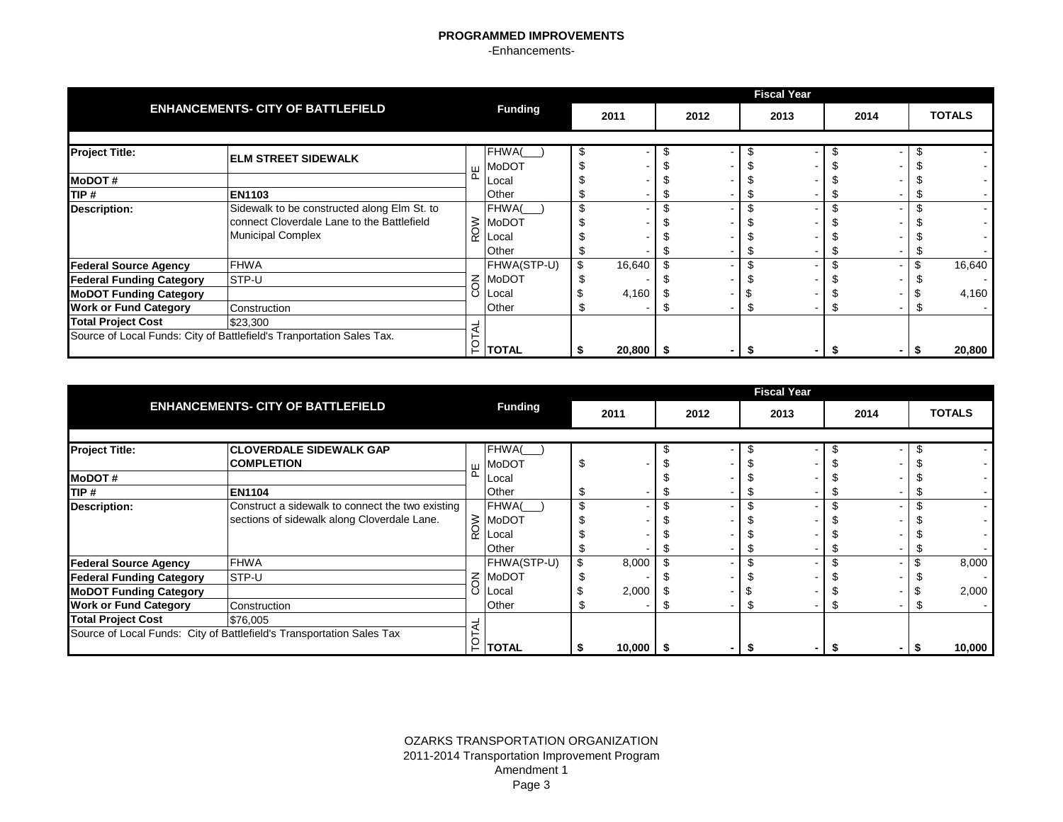**PROGRAMMED IMPROVEMENTS**

-Enhancements-

| ENHANCEMENTS- CITY OF BATTLEFIELD | | | Funding | 2011 | 2012 | 2013 | 2014 | TOTALS |
|---|---|---|---|---|---|---|---|---|
| | | | | Fiscal Year | | | | |
| **Project Title:** | **ELM STREET SIDEWALK** | PE | FHWA(___) | $ - | $ - | $ - | $ - | $ - |
| | | | MoDOT | $ - | $ - | $ - | $ - | $ - |
| **MoDOT #** | | | Local | $ - | $ - | $ - | $ - | $ - |
| **TIP #** | **EN1103** | | Other | $ - | $ - | $ - | $ - | $ - |
| **Description:** | Sidewalk to be constructed along Elm St. to connect Cloverdale Lane to the Battlefield Municipal Complex | ROW | FHWA(___) | $ - | $ - | $ - | $ - | $ - |
| | | | MoDOT | $ - | $ - | $ - | $ - | $ - |
| | | | Local | $ - | $ - | $ - | $ - | $ - |
| | | | Other | $ - | $ - | $ - | $ - | $ - |
| **Federal Source Agency** | FHWA | CON | FHWA(STP-U) | $ 16,640 | $ - | $ - | $ - | $ 16,640 |
| **Federal Funding Category** | STP-U | | MoDOT | $ - | $ - | $ - | $ - | $ - |
| **MoDOT Funding Category** | | | Local | $ 4,160 | $ - | $ - | $ - | $ 4,160 |
| **Work or Fund Category** | Construction | | Other | $ - | $ - | $ - | $ - | $ - |
| **Total Project Cost** | $23,300 | TOTAL | | | | | | |
| Source of Local Funds: City of Battlefield's Tranportation Sales Tax. | | | **TOTAL** | **$ 20,800** | **$ -** | **$ -** | **$ -** | **$ 20,800** |

| ENHANCEMENTS- CITY OF BATTLEFIELD | | | Funding | 2011 | 2012 | 2013 | 2014 | TOTALS |
|---|---|---|---|---|---|---|---|---|
| | | | | Fiscal Year | | | | |
| **Project Title:** | **CLOVERDALE SIDEWALK GAP COMPLETION** | PE | FHWA(___) | | $ - | $ - | $ - | $ - |
| | | | MoDOT | $ - | $ - | $ - | $ - | $ - |
| **MoDOT #** | | | Local | | $ - | $ - | $ - | $ - |
| **TIP #** | **EN1104** | | Other | $ - | $ - | $ - | $ - | $ - |
| **Description:** | Construct a sidewalk to connect the two existing sections of sidewalk along Cloverdale Lane. | ROW | FHWA(___) | $ - | $ - | $ - | $ - | $ - |
| | | | MoDOT | $ - | $ - | $ - | $ - | $ - |
| | | | Local | $ - | $ - | $ - | $ - | $ - |
| | | | Other | $ - | $ - | $ - | $ - | $ - |
| **Federal Source Agency** | FHWA | CON | FHWA(STP-U) | $ 8,000 | $ - | $ - | $ - | $ 8,000 |
| **Federal Funding Category** | STP-U | | MoDOT | $ - | $ - | $ - | $ - | $ - |
| **MoDOT Funding Category** | | | Local | $ 2,000 | $ - | $ - | $ - | $ 2,000 |
| **Work or Fund Category** | Construction | | Other | $ - | $ - | $ - | $ - | $ - |
| **Total Project Cost** | $76,005 | TOTAL | | | | | | |
| Source of Local Funds: City of Battlefield's Transportation Sales Tax | | | **TOTAL** | **$ 10,000** | **$ -** | **$ -** | **$ -** | **$ 10,000** |

OZARKS TRANSPORTATION ORGANIZATION
2011-2014 Transportation Improvement Program
Amendment 1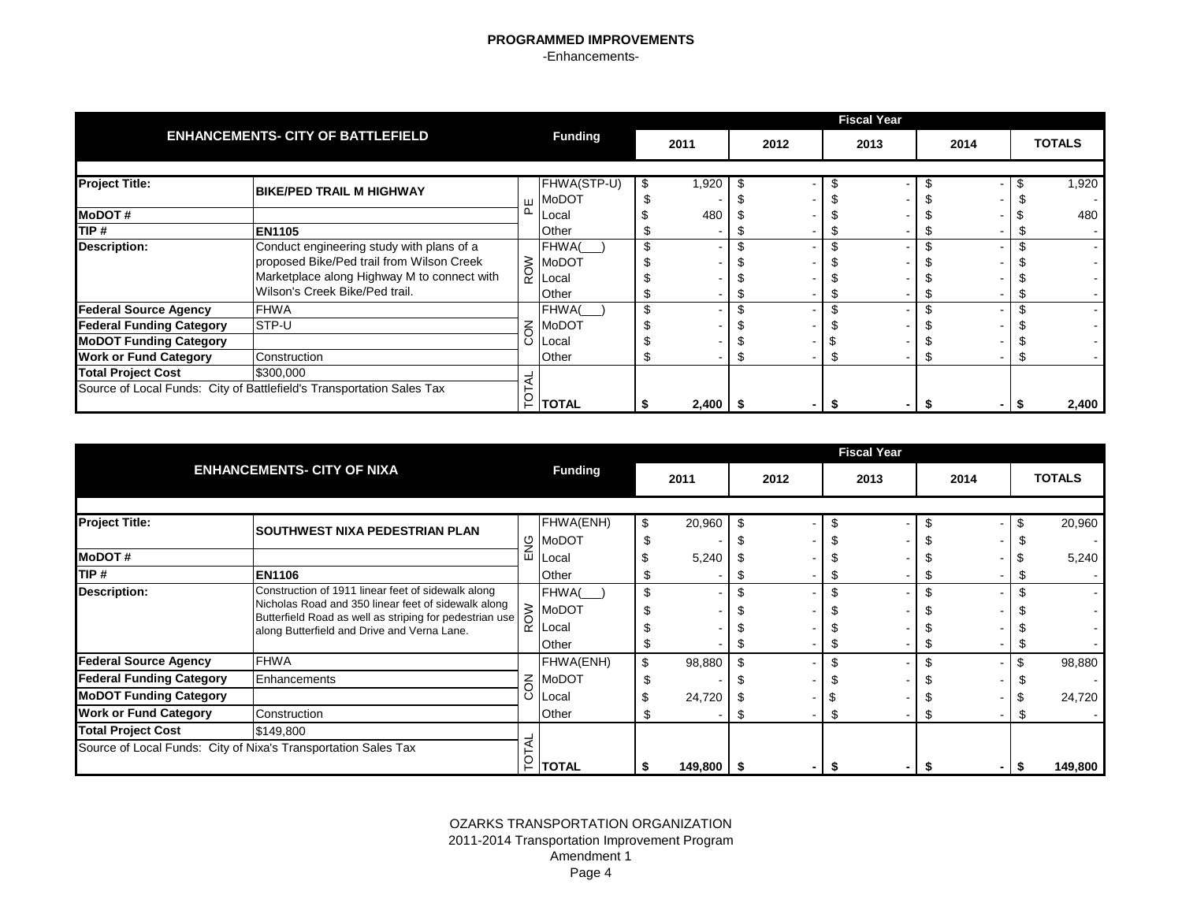# PROGRAMMED IMPROVEMENTS

-Enhancements-

| ENHANCEMENTS- CITY OF BATTLEFIELD | | | Funding | Fiscal Year 2011 | 2012 | 2013 | 2014 | TOTALS |
|---|---|---|---|---|---|---|---|---|
| **Project Title:** | **BIKE/PED TRAIL M HIGHWAY** | PE | FHWA(STP-U) | $ 1,920 | $ - | $ - | $ - | $ 1,920 |
| | | | MoDOT | $ - | $ - | $ - | $ - | $ - |
| **MoDOT #** | | | Local | $ 480 | $ - | $ - | $ - | $ 480 |
| **TIP #** | **EN1105** | | Other | $ - | $ - | $ - | $ - | $ - |
| **Description:** | Conduct engineering study with plans of a proposed Bike/Ped trail from Wilson Creek Marketplace along Highway M to connect with Wilson's Creek Bike/Ped trail. | ROW | FHWA(___) | $ - | $ - | $ - | $ - | $ - |
| | | | MoDOT | $ - | $ - | $ - | $ - | $ - |
| | | | Local | $ - | $ - | $ - | $ - | $ - |
| | | | Other | $ - | $ - | $ - | $ - | $ - |
| **Federal Source Agency** | FHWA | CON | FHWA(___) | $ - | $ - | $ - | $ - | $ - |
| **Federal Funding Category** | STP-U | | MoDOT | $ - | $ - | $ - | $ - | $ - |
| **MoDOT Funding Category** | | | Local | $ - | $ - | $ - | $ - | $ - |
| **Work or Fund Category** | Construction | | Other | $ - | $ - | $ - | $ - | $ - |
| **Total Project Cost** | $300,000 | TOTAL | | | | | | |
| Source of Local Funds: City of Battlefield's Transportation Sales Tax | | | **TOTAL** | **$ 2,400** | **$ -** | **$ -** | **$ -** | **$ 2,400** |

| ENHANCEMENTS- CITY OF NIXA | | | Funding | Fiscal Year 2011 | 2012 | 2013 | 2014 | TOTALS |
|---|---|---|---|---|---|---|---|---|
| **Project Title:** | **SOUTHWEST NIXA PEDESTRIAN PLAN** | ENG | FHWA(ENH) | $ 20,960 | $ - | $ - | $ - | $ 20,960 |
| | | | MoDOT | $ - | $ - | $ - | $ - | $ - |
| **MoDOT #** | | | Local | $ 5,240 | $ - | $ - | $ - | $ 5,240 |
| **TIP #** | **EN1106** | | Other | $ - | $ - | $ - | $ - | $ - |
| **Description:** | Construction of 1911 linear feet of sidewalk along Nicholas Road and 350 linear feet of sidewalk along Butterfield Road as well as striping for pedestrian use along Butterfield and Drive and Verna Lane. | ROW | FHWA(___) | $ - | $ - | $ - | $ - | $ - |
| | | | MoDOT | $ - | $ - | $ - | $ - | $ - |
| | | | Local | $ - | $ - | $ - | $ - | $ - |
| | | | Other | $ - | $ - | $ - | $ - | $ - |
| **Federal Source Agency** | FHWA | CON | FHWA(ENH) | $ 98,880 | $ - | $ - | $ - | $ 98,880 |
| **Federal Funding Category** | Enhancements | | MoDOT | $ - | $ - | $ - | $ - | $ - |
| **MoDOT Funding Category** | | | Local | $ 24,720 | $ - | $ - | $ - | $ 24,720 |
| **Work or Fund Category** | Construction | | Other | $ - | $ - | $ - | $ - | $ - |
| **Total Project Cost** | $149,800 | TOTAL | | | | | | |
| Source of Local Funds: City of Nixa's Transportation Sales Tax | | | **TOTAL** | **$ 149,800** | **$ -** | **$ -** | **$ -** | **$ 149,800** |

OZARKS TRANSPORTATION ORGANIZATION
2011-2014 Transportation Improvement Program
Amendment 1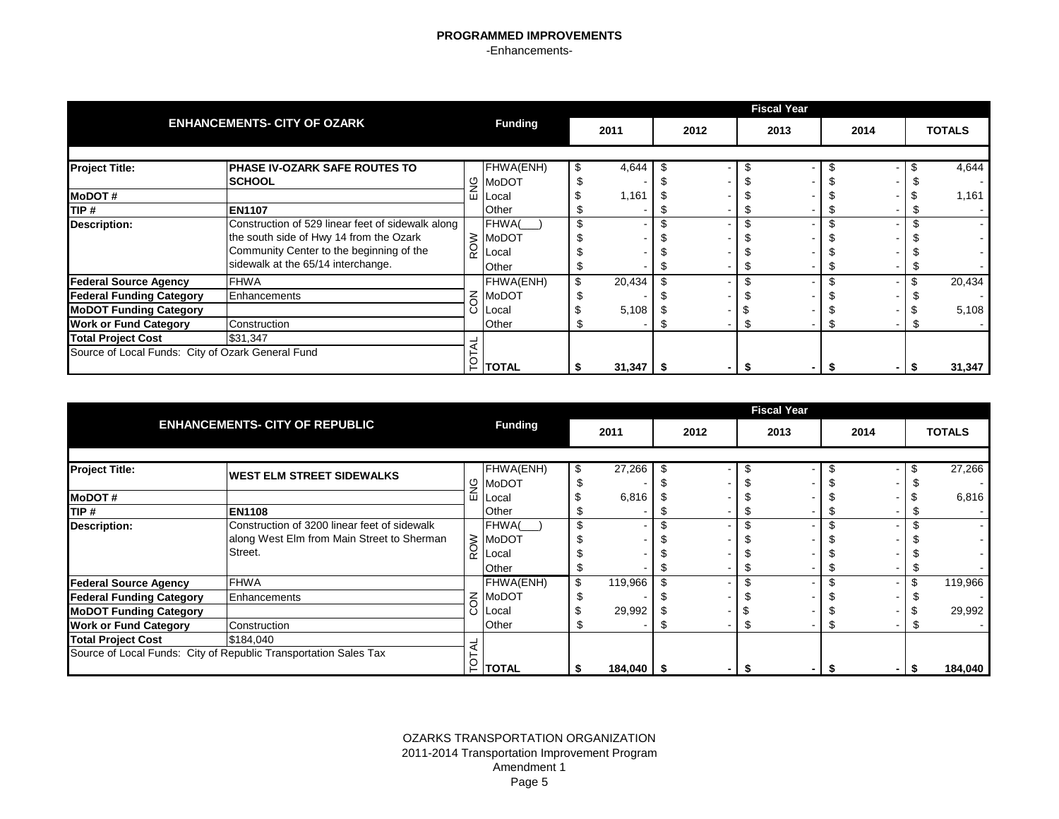# PROGRAMMED IMPROVEMENTS

-Enhancements-

| ENHANCEMENTS- CITY OF OZARK | | | Funding | Fiscal Year 2011 | 2012 | 2013 | 2014 | TOTALS |
|---|---|---|---|---|---|---|---|---|
| **Project Title:** | **PHASE IV-OZARK SAFE ROUTES TO SCHOOL** | ENG | FHWA(ENH) | $ 4,644 | $ - | $ - | $ - | $ 4,644 |
| | | ENG | MoDOT | $ - | $ - | $ - | $ - | $ - |
| **MoDOT #** | | ENG | Local | $ 1,161 | $ - | $ - | $ - | $ 1,161 |
| **TIP #** | **EN1107** | ENG | Other | $ - | $ - | $ - | $ - | $ - |
| **Description:** | Construction of 529 linear feet of sidewalk along the south side of Hwy 14 from the Ozark Community Center to the beginning of the sidewalk at the 65/14 interchange. | ROW | FHWA(___) | $ - | $ - | $ - | $ - | $ - |
| | | ROW | MoDOT | $ - | $ - | $ - | $ - | $ - |
| | | ROW | Local | $ - | $ - | $ - | $ - | $ - |
| | | ROW | Other | $ - | $ - | $ - | $ - | $ - |
| **Federal Source Agency** | FHWA | CON | FHWA(ENH) | $ 20,434 | $ - | $ - | $ - | $ 20,434 |
| **Federal Funding Category** | Enhancements | CON | MoDOT | $ - | $ - | $ - | $ - | $ - |
| **MoDOT Funding Category** | | CON | Local | $ 5,108 | $ - | $ - | $ - | $ 5,108 |
| **Work or Fund Category** | Construction | CON | Other | $ - | $ - | $ - | $ - | $ - |
| **Total Project Cost** | $31,347 | TOTAL | | | | | | |
| Source of Local Funds: City of Ozark General Fund | | TOTAL | **TOTAL** | **$ 31,347** | **$ -** | **$ -** | **$ -** | **$ 31,347** |

| ENHANCEMENTS- CITY OF REPUBLIC | | | Funding | Fiscal Year 2011 | 2012 | 2013 | 2014 | TOTALS |
|---|---|---|---|---|---|---|---|---|
| **Project Title:** | **WEST ELM STREET SIDEWALKS** | ENG | FHWA(ENH) | $ 27,266 | $ - | $ - | $ - | $ 27,266 |
| | | ENG | MoDOT | $ - | $ - | $ - | $ - | $ - |
| **MoDOT #** | | ENG | Local | $ 6,816 | $ - | $ - | $ - | $ 6,816 |
| **TIP #** | **EN1108** | ENG | Other | $ - | $ - | $ - | $ - | $ - |
| **Description:** | Construction of 3200 linear feet of sidewalk along West Elm from Main Street to Sherman Street. | ROW | FHWA(___) | $ - | $ - | $ - | $ - | $ - |
| | | ROW | MoDOT | $ - | $ - | $ - | $ - | $ - |
| | | ROW | Local | $ - | $ - | $ - | $ - | $ - |
| | | ROW | Other | $ - | $ - | $ - | $ - | $ - |
| **Federal Source Agency** | FHWA | CON | FHWA(ENH) | $ 119,966 | $ - | $ - | $ - | $ 119,966 |
| **Federal Funding Category** | Enhancements | CON | MoDOT | $ - | $ - | $ - | $ - | $ - |
| **MoDOT Funding Category** | | CON | Local | $ 29,992 | $ - | $ - | $ - | $ 29,992 |
| **Work or Fund Category** | Construction | CON | Other | $ - | $ - | $ - | $ - | $ - |
| **Total Project Cost** | $184,040 | TOTAL | | | | | | |
| Source of Local Funds: City of Republic Transportation Sales Tax | | TOTAL | **TOTAL** | **$ 184,040** | **$ -** | **$ -** | **$ -** | **$ 184,040** |

OZARKS TRANSPORTATION ORGANIZATION
2011-2014 Transportation Improvement Program
Amendment 1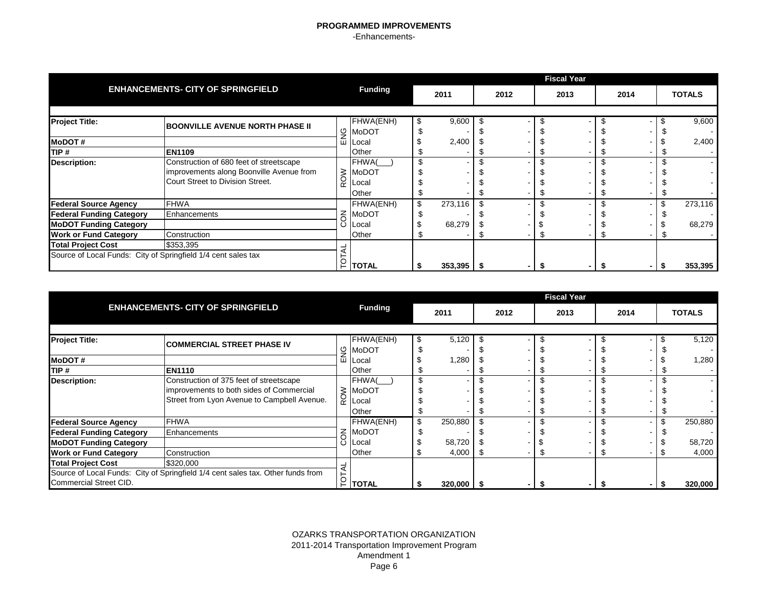**PROGRAMMED IMPROVEMENTS**

-Enhancements-

| ENHANCEMENTS- CITY OF SPRINGFIELD | | | Funding | Fiscal Year 2011 | 2012 | 2013 | 2014 | TOTALS |
|---|---|---|---|---|---|---|---|---|
| **Project Title:** | **BOONVILLE AVENUE NORTH PHASE II** | ENG | FHWA(ENH) | $ 9,600 | $ - | $ - | $ - | $ 9,600 |
| | | | MoDOT | $ - | $ - | $ - | $ - | $ - |
| **MoDOT #** | | | Local | $ 2,400 | $ - | $ - | $ - | $ 2,400 |
| **TIP #** | **EN1109** | | Other | $ - | $ - | $ - | $ - | $ - |
| **Description:** | Construction of 680 feet of streetscape improvements along Boonville Avenue from Court Street to Division Street. | ROW | FHWA(___) | $ - | $ - | $ - | $ - | $ - |
| | | | MoDOT | $ - | $ - | $ - | $ - | $ - |
| | | | Local | $ - | $ - | $ - | $ - | $ - |
| | | | Other | $ - | $ - | $ - | $ - | $ - |
| **Federal Source Agency** | FHWA | CON | FHWA(ENH) | $ 273,116 | $ - | $ - | $ - | $ 273,116 |
| **Federal Funding Category** | Enhancements | | MoDOT | $ - | $ - | $ - | $ - | $ - |
| **MoDOT Funding Category** | | | Local | $ 68,279 | $ - | $ - | $ - | $ 68,279 |
| **Work or Fund Category** | Construction | | Other | $ - | $ - | $ - | $ - | $ - |
| **Total Project Cost** | $353,395 | TOTAL | | | | | | |
| Source of Local Funds: City of Springfield 1/4 cent sales tax | | | **TOTAL** | **$ 353,395** | **$ -** | **$ -** | **$ -** | **$ 353,395** |

| ENHANCEMENTS- CITY OF SPRINGFIELD | | | Funding | Fiscal Year 2011 | 2012 | 2013 | 2014 | TOTALS |
|---|---|---|---|---|---|---|---|---|
| **Project Title:** | **COMMERCIAL STREET PHASE IV** | ENG | FHWA(ENH) | $ 5,120 | $ - | $ - | $ - | $ 5,120 |
| | | | MoDOT | $ - | $ - | $ - | $ - | $ - |
| **MoDOT #** | | | Local | $ 1,280 | $ - | $ - | $ - | $ 1,280 |
| **TIP #** | **EN1110** | | Other | $ - | $ - | $ - | $ - | $ - |
| **Description:** | Construction of 375 feet of streetscape improvements to both sides of Commercial Street from Lyon Avenue to Campbell Avenue. | ROW | FHWA(___) | $ - | $ - | $ - | $ - | $ - |
| | | | MoDOT | $ - | $ - | $ - | $ - | $ - |
| | | | Local | $ - | $ - | $ - | $ - | $ - |
| | | | Other | $ - | $ - | $ - | $ - | $ - |
| **Federal Source Agency** | FHWA | CON | FHWA(ENH) | $ 250,880 | $ - | $ - | $ - | $ 250,880 |
| **Federal Funding Category** | Enhancements | | MoDOT | $ - | $ - | $ - | $ - | $ - |
| **MoDOT Funding Category** | | | Local | $ 58,720 | $ - | $ - | $ - | $ 58,720 |
| **Work or Fund Category** | Construction | | Other | $ 4,000 | $ - | $ - | $ - | $ 4,000 |
| **Total Project Cost** | $320,000 | TOTAL | | | | | | |
| Source of Local Funds: City of Springfield 1/4 cent sales tax. Other funds from Commercial Street CID. | | | **TOTAL** | **$ 320,000** | **$ -** | **$ -** | **$ -** | **$ 320,000** |

OZARKS TRANSPORTATION ORGANIZATION
2011-2014 Transportation Improvement Program
Amendment 1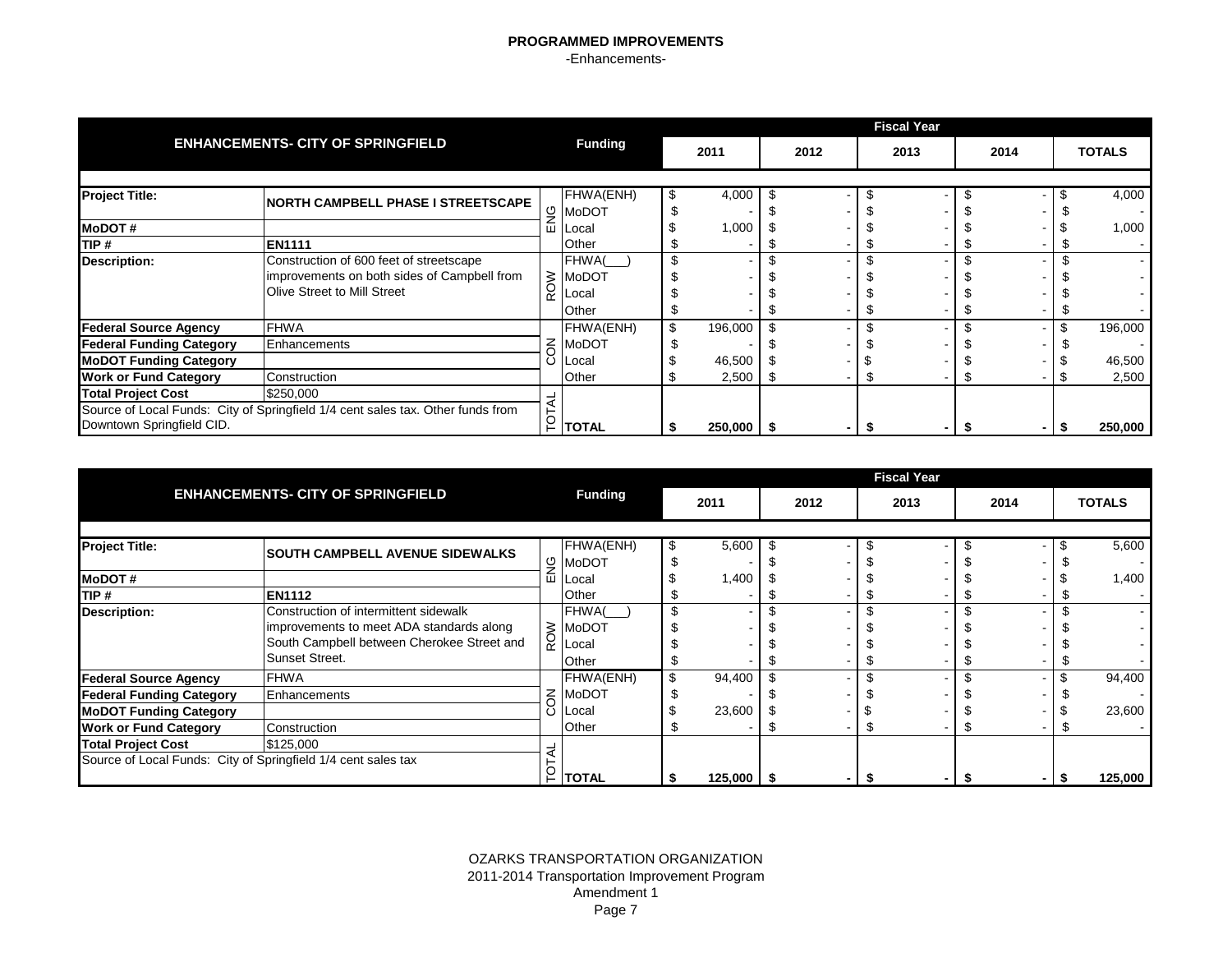# PROGRAMMED IMPROVEMENTS

-Enhancements-

| ENHANCEMENTS- CITY OF SPRINGFIELD | | | Funding | 2011 | 2012 | 2013 | 2014 | TOTALS |
|---|---|---|---|---|---|---|---|---|
| **Project Title:** | **NORTH CAMPBELL PHASE I STREETSCAPE** | ENG | FHWA(ENH) | $ 4,000 | $ - | $ - | $ - | $ 4,000 |
| | | | MoDOT | $ - | $ - | $ - | $ - | $ - |
| **MoDOT #** | | | Local | $ 1,000 | $ - | $ - | $ - | $ 1,000 |
| **TIP #** | **EN1111** | | Other | $ - | $ - | $ - | $ - | $ - |
| **Description:** | Construction of 600 feet of streetscape improvements on both sides of Campbell from Olive Street to Mill Street | ROW | FHWA(___) | $ - | $ - | $ - | $ - | $ - |
| | | | MoDOT | $ - | $ - | $ - | $ - | $ - |
| | | | Local | $ - | $ - | $ - | $ - | $ - |
| | | | Other | $ - | $ - | $ - | $ - | $ - |
| **Federal Source Agency** | FHWA | CON | FHWA(ENH) | $ 196,000 | $ - | $ - | $ - | $ 196,000 |
| **Federal Funding Category** | Enhancements | | MoDOT | $ - | $ - | $ - | $ - | $ - |
| **MoDOT Funding Category** | | | Local | $ 46,500 | $ - | $ - | $ - | $ 46,500 |
| **Work or Fund Category** | Construction | | Other | $ 2,500 | $ - | $ - | $ - | $ 2,500 |
| **Total Project Cost** | $250,000 | TOTAL | **TOTAL** | **$ 250,000** | **$ -** | **$ -** | **$ -** | **$ 250,000** |
| Source of Local Funds: City of Springfield 1/4 cent sales tax. Other funds from Downtown Springfield CID. | | | | | | | | |

| ENHANCEMENTS- CITY OF SPRINGFIELD | | | Funding | 2011 | 2012 | 2013 | 2014 | TOTALS |
|---|---|---|---|---|---|---|---|---|
| **Project Title:** | **SOUTH CAMPBELL AVENUE SIDEWALKS** | ENG | FHWA(ENH) | $ 5,600 | $ - | $ - | $ - | $ 5,600 |
| | | | MoDOT | $ - | $ - | $ - | $ - | $ - |
| **MoDOT #** | | | Local | $ 1,400 | $ - | $ - | $ - | $ 1,400 |
| **TIP #** | **EN1112** | | Other | $ - | $ - | $ - | $ - | $ - |
| **Description:** | Construction of intermittent sidewalk improvements to meet ADA standards along South Campbell between Cherokee Street and Sunset Street. | ROW | FHWA(___) | $ - | $ - | $ - | $ - | $ - |
| | | | MoDOT | $ - | $ - | $ - | $ - | $ - |
| | | | Local | $ - | $ - | $ - | $ - | $ - |
| | | | Other | $ - | $ - | $ - | $ - | $ - |
| **Federal Source Agency** | FHWA | CON | FHWA(ENH) | $ 94,400 | $ - | $ - | $ - | $ 94,400 |
| **Federal Funding Category** | Enhancements | | MoDOT | $ - | $ - | $ - | $ - | $ - |
| **MoDOT Funding Category** | | | Local | $ 23,600 | $ - | $ - | $ - | $ 23,600 |
| **Work or Fund Category** | Construction | | Other | $ - | $ - | $ - | $ - | $ - |
| **Total Project Cost** | $125,000 | TOTAL | **TOTAL** | **$ 125,000** | **$ -** | **$ -** | **$ -** | **$ 125,000** |
| Source of Local Funds: City of Springfield 1/4 cent sales tax | | | | | | | | |

OZARKS TRANSPORTATION ORGANIZATION
2011-2014 Transportation Improvement Program
Amendment 1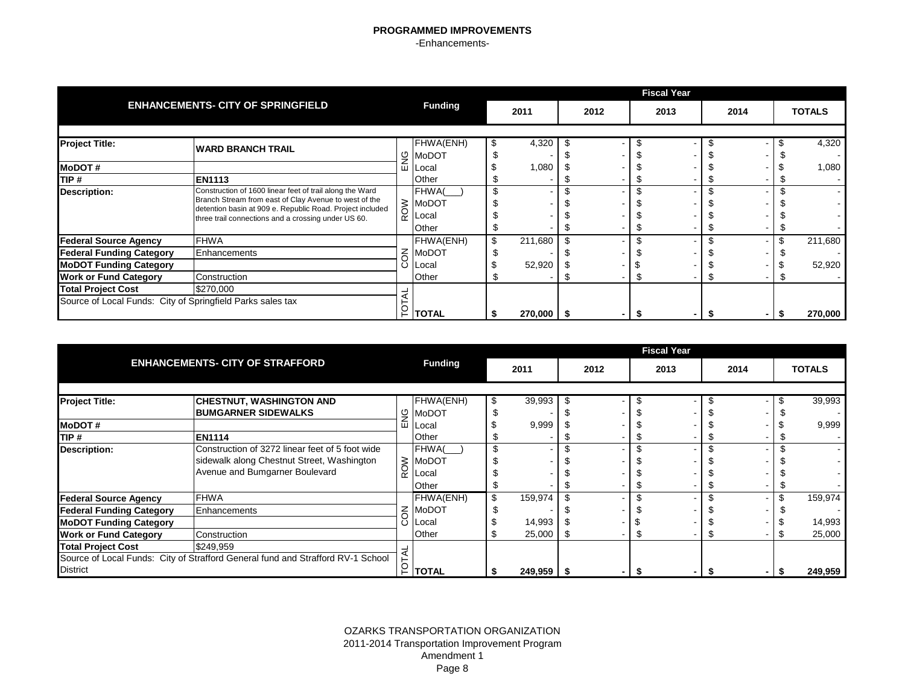## PROGRAMMED IMPROVEMENTS

-Enhancements-

| ENHANCEMENTS- CITY OF SPRINGFIELD | | | Funding | 2011 | 2012 | 2013 | 2014 | TOTALS |
|---|---|---|---|---|---|---|---|---|
| **Project Title:** | **WARD BRANCH TRAIL** | ENG | FHWA(ENH) | $ 4,320 | $ - | $ - | $ - | $ 4,320 |
| | | | MoDOT | $ - | $ - | $ - | $ - | $ - |
| **MoDOT #** | | | Local | $ 1,080 | $ - | $ - | $ - | $ 1,080 |
| **TIP #** | **EN1113** | | Other | $ - | $ - | $ - | $ - | $ - |
| **Description:** | Construction of 1600 linear feet of trail along the Ward Branch Stream from east of Clay Avenue to west of the detention basin at 909 e. Republic Road. Project included three trail connections and a crossing under US 60. | ROW | FHWA(___) | $ - | $ - | $ - | $ - | $ - |
| | | | MoDOT | $ - | $ - | $ - | $ - | $ - |
| | | | Local | $ - | $ - | $ - | $ - | $ - |
| | | | Other | $ - | $ - | $ - | $ - | $ - |
| **Federal Source Agency** | FHWA | CON | FHWA(ENH) | $ 211,680 | $ - | $ - | $ - | $ 211,680 |
| **Federal Funding Category** | Enhancements | | MoDOT | $ - | $ - | $ - | $ - | $ - |
| **MoDOT Funding Category** | | | Local | $ 52,920 | $ - | $ - | $ - | $ 52,920 |
| **Work or Fund Category** | Construction | | Other | $ - | $ - | $ - | $ - | $ - |
| **Total Project Cost** | $270,000 | TOTAL | | | | | | |
| Source of Local Funds: City of Springfield Parks sales tax | | | **TOTAL** | **$ 270,000** | **$ -** | **$ -** | **$ -** | **$ 270,000** |

| ENHANCEMENTS- CITY OF STRAFFORD | | | Funding | 2011 | 2012 | 2013 | 2014 | TOTALS |
|---|---|---|---|---|---|---|---|---|
| **Project Title:** | **CHESTNUT, WASHINGTON AND BUMGARNER SIDEWALKS** | ENG | FHWA(ENH) | $ 39,993 | $ - | $ - | $ - | $ 39,993 |
| | | | MoDOT | $ - | $ - | $ - | $ - | $ - |
| **MoDOT #** | | | Local | $ 9,999 | $ - | $ - | $ - | $ 9,999 |
| **TIP #** | **EN1114** | | Other | $ - | $ - | $ - | $ - | $ - |
| **Description:** | Construction of 3272 linear feet of 5 foot wide sidewalk along Chestnut Street, Washington Avenue and Bumgarner Boulevard | ROW | FHWA(___) | $ - | $ - | $ - | $ - | $ - |
| | | | MoDOT | $ - | $ - | $ - | $ - | $ - |
| | | | Local | $ - | $ - | $ - | $ - | $ - |
| | | | Other | $ - | $ - | $ - | $ - | $ - |
| **Federal Source Agency** | FHWA | CON | FHWA(ENH) | $ 159,974 | $ - | $ - | $ - | $ 159,974 |
| **Federal Funding Category** | Enhancements | | MoDOT | $ - | $ - | $ - | $ - | $ - |
| **MoDOT Funding Category** | | | Local | $ 14,993 | $ - | $ - | $ - | $ 14,993 |
| **Work or Fund Category** | Construction | | Other | $ 25,000 | $ - | $ - | $ - | $ 25,000 |
| **Total Project Cost** | $249,959 | TOTAL | | | | | | |
| Source of Local Funds: City of Strafford General fund and Strafford RV-1 School District | | | **TOTAL** | **$ 249,959** | **$ -** | **$ -** | **$ -** | **$ 249,959** |

OZARKS TRANSPORTATION ORGANIZATION
2011-2014 Transportation Improvement Program
Amendment 1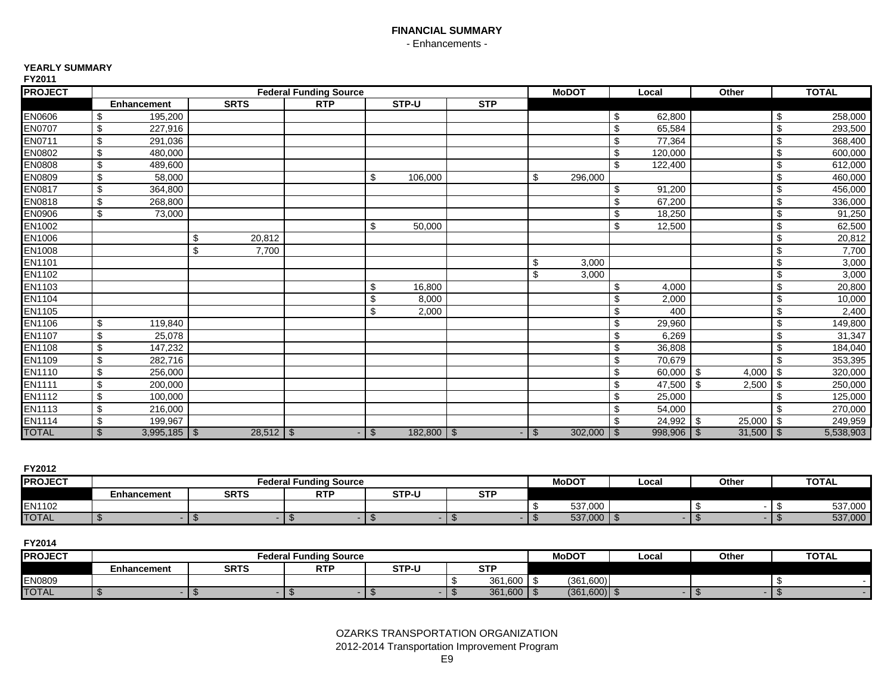# FINANCIAL SUMMARY

- Enhancements -

**YEARLY SUMMARY**

**FY2011**

| PROJECT | Federal Funding Source | | | | | MoDOT | Local | Other | TOTAL |
|---|---|---|---|---|---|---|---|---|---|
| | Enhancement | SRTS | RTP | STP-U | STP | | | | |
| EN0606 | $ 195,200 | | | | | | $ 62,800 | | $ 258,000 |
| EN0707 | $ 227,916 | | | | | | $ 65,584 | | $ 293,500 |
| EN0711 | $ 291,036 | | | | | | $ 77,364 | | $ 368,400 |
| EN0802 | $ 480,000 | | | | | | $ 120,000 | | $ 600,000 |
| EN0808 | $ 489,600 | | | | | | $ 122,400 | | $ 612,000 |
| EN0809 | $ 58,000 | | | $ 106,000 | | $ 296,000 | | | $ 460,000 |
| EN0817 | $ 364,800 | | | | | | $ 91,200 | | $ 456,000 |
| EN0818 | $ 268,800 | | | | | | $ 67,200 | | $ 336,000 |
| EN0906 | $ 73,000 | | | | | | $ 18,250 | | $ 91,250 |
| EN1002 | | | | $ 50,000 | | | $ 12,500 | | $ 62,500 |
| EN1006 | | $ 20,812 | | | | | | | $ 20,812 |
| EN1008 | | $ 7,700 | | | | | | | $ 7,700 |
| EN1101 | | | | | | $ 3,000 | | | $ 3,000 |
| EN1102 | | | | | | $ 3,000 | | | $ 3,000 |
| EN1103 | | | | $ 16,800 | | | $ 4,000 | | $ 20,800 |
| EN1104 | | | | $ 8,000 | | | $ 2,000 | | $ 10,000 |
| EN1105 | | | | $ 2,000 | | | $ 400 | | $ 2,400 |
| EN1106 | $ 119,840 | | | | | | $ 29,960 | | $ 149,800 |
| EN1107 | $ 25,078 | | | | | | $ 6,269 | | $ 31,347 |
| EN1108 | $ 147,232 | | | | | | $ 36,808 | | $ 184,040 |
| EN1109 | $ 282,716 | | | | | | $ 70,679 | | $ 353,395 |
| EN1110 | $ 256,000 | | | | | | $ 60,000 | $ 4,000 | $ 320,000 |
| EN1111 | $ 200,000 | | | | | | $ 47,500 | $ 2,500 | $ 250,000 |
| EN1112 | $ 100,000 | | | | | | $ 25,000 | | $ 125,000 |
| EN1113 | $ 216,000 | | | | | | $ 54,000 | | $ 270,000 |
| EN1114 | $ 199,967 | | | | | | $ 24,992 | $ 25,000 | $ 249,959 |
| TOTAL | $ 3,995,185 | $ 28,512 | $ - | $ 182,800 | $ - | $ 302,000 | $ 998,906 | $ 31,500 | $ 5,538,903 |

**FY2012**

| PROJECT | Federal Funding Source | | | | | MoDOT | Local | Other | TOTAL |
|---|---|---|---|---|---|---|---|---|---|
| | Enhancement | SRTS | RTP | STP-U | STP | | | | |
| EN1102 | | | | | | $ 537,000 | | $ - | $ 537,000 |
| TOTAL | $ - | $ - | $ - | $ - | $ - | $ 537,000 | $ - | $ - | $ 537,000 |

**FY2014**

| PROJECT | Federal Funding Source | | | | | MoDOT | Local | Other | TOTAL |
|---|---|---|---|---|---|---|---|---|---|
| | Enhancement | SRTS | RTP | STP-U | STP | | | | |
| EN0809 | | | | | $ 361,600 | $ (361,600) | | | $ - |
| TOTAL | $ - | $ - | $ - | $ - | $ 361,600 | $ (361,600) | $ - | $ - | $ - |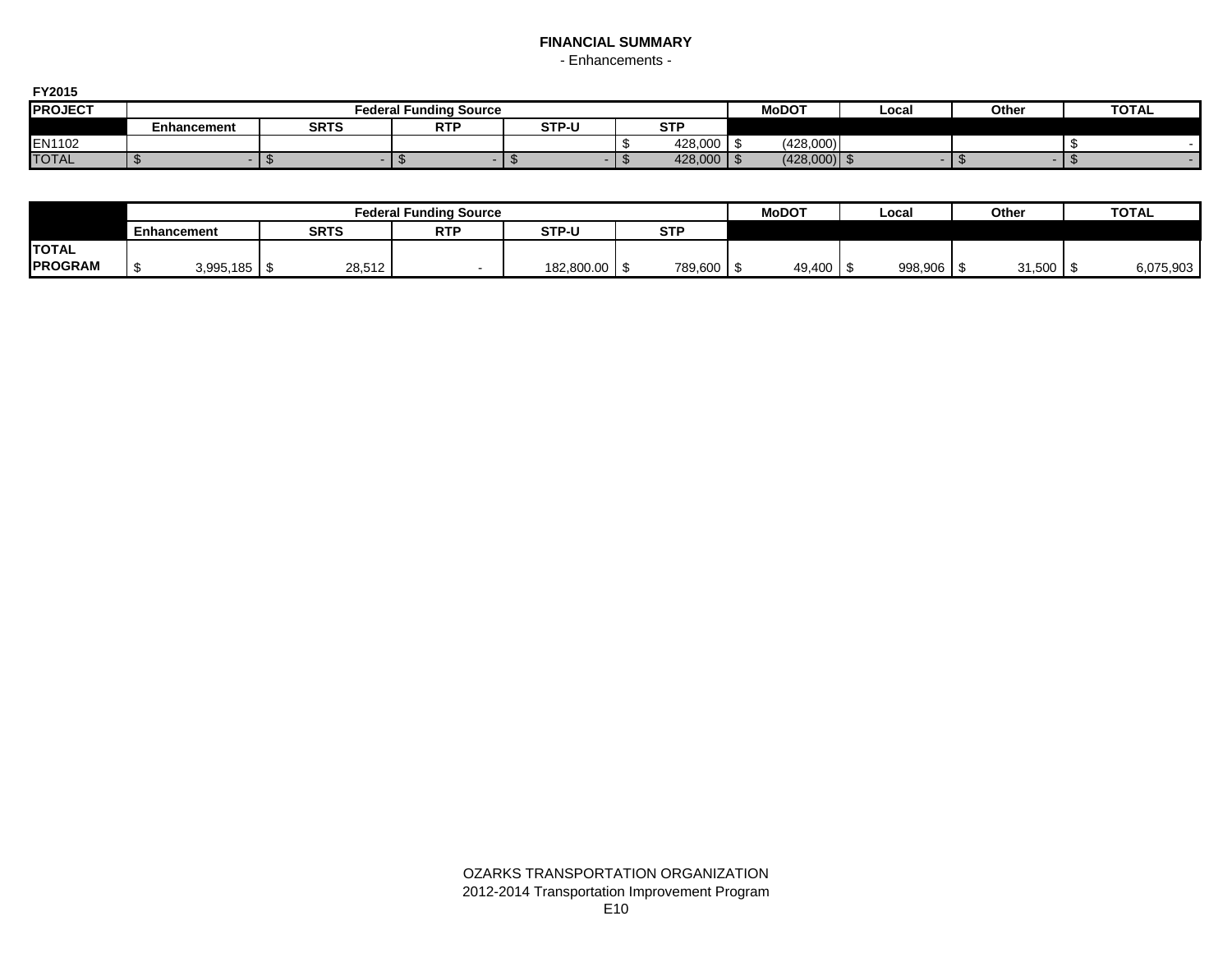# FINANCIAL SUMMARY

- Enhancements -

**FY2015**

| PROJECT | Federal Funding Source | | | | | MoDOT | Local | Other | TOTAL |
|---|---|---|---|---|---|---|---|---|---|
| | Enhancement | SRTS | RTP | STP-U | STP | | | | |
| EN1102 | | | | | $ 428,000 | $ (428,000) | | | $ - |
| TOTAL | $ - | $ - | $ - | $ - | $ 428,000 | $ (428,000) | $ - | $ - | $ - |

| | Federal Funding Source | | | | | MoDOT | Local | Other | TOTAL |
|---|---|---|---|---|---|---|---|---|---|
| | Enhancement | SRTS | RTP | STP-U | STP | | | | |
| **TOTAL PROGRAM** | $ 3,995,185 | $ 28,512 | - | 182,800.00 | $ 789,600 | $ 49,400 | $ 998,906 | $ 31,500 | $ 6,075,903 |

OZARKS TRANSPORTATION ORGANIZATION
2012-2014 Transportation Improvement Program
E10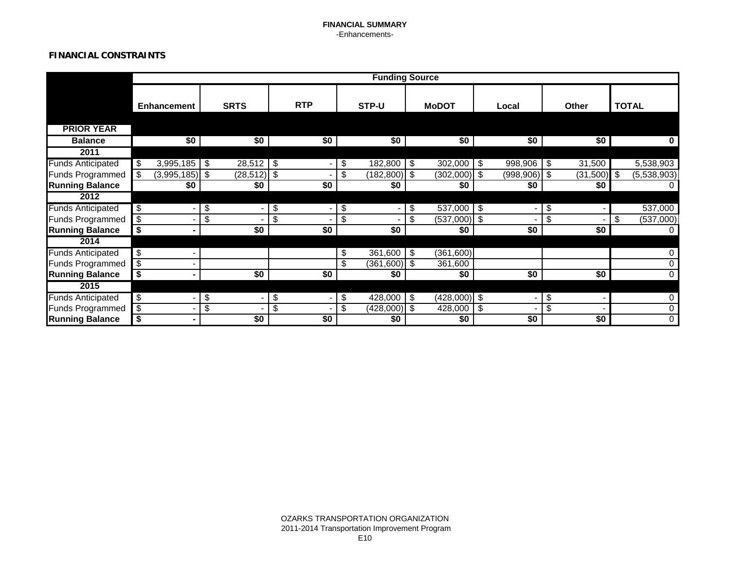**FINANCIAL SUMMARY**
-Enhancements-

**FINANCIAL CONSTRAINTS**

| | Funding Source | | | | | | | |
|---|---|---|---|---|---|---|---|---|
| | **Enhancement** | **SRTS** | **RTP** | **STP-U** | **MoDOT** | **Local** | **Other** | **TOTAL** |
| **PRIOR YEAR** | | | | | | | | |
| **Balance** | **$0** | **$0** | **$0** | **$0** | **$0** | **$0** | **$0** | **0** |
| **2011** | | | | | | | | |
| Funds Anticipated | $ 3,995,185 | $ 28,512 | $ - | $ 182,800 | $ 302,000 | $ 998,906 | $ 31,500 | 5,538,903 |
| Funds Programmed | $ (3,995,185) | $ (28,512) | $ - | $ (182,800) | $ (302,000) | $ (998,906) | $ (31,500) | $ (5,538,903) |
| **Running Balance** | **$0** | **$0** | **$0** | **$0** | **$0** | **$0** | **$0** | 0 |
| **2012** | | | | | | | | |
| Funds Anticipated | $ - | $ - | $ - | $ - | $ 537,000 | $ - | $ - | 537,000 |
| Funds Programmed | $ - | $ - | $ - | $ - | $ (537,000) | $ - | $ - | $ (537,000) |
| **Running Balance** | **$ -** | **$0** | **$0** | **$0** | **$0** | **$0** | **$0** | 0 |
| **2014** | | | | | | | | |
| Funds Anticipated | $ - | | | $ 361,600 | $ (361,600) | | | 0 |
| Funds Programmed | $ - | | | $ (361,600) | $ 361,600 | | | 0 |
| **Running Balance** | **$ -** | **$0** | **$0** | **$0** | **$0** | **$0** | **$0** | 0 |
| **2015** | | | | | | | | |
| Funds Anticipated | $ - | $ - | $ - | $ 428,000 | $ (428,000) | $ - | $ - | 0 |
| Funds Programmed | $ - | $ - | $ - | $ (428,000) | $ 428,000 | $ - | $ - | 0 |
| **Running Balance** | **$ -** | **$0** | **$0** | **$0** | **$0** | **$0** | **$0** | 0 |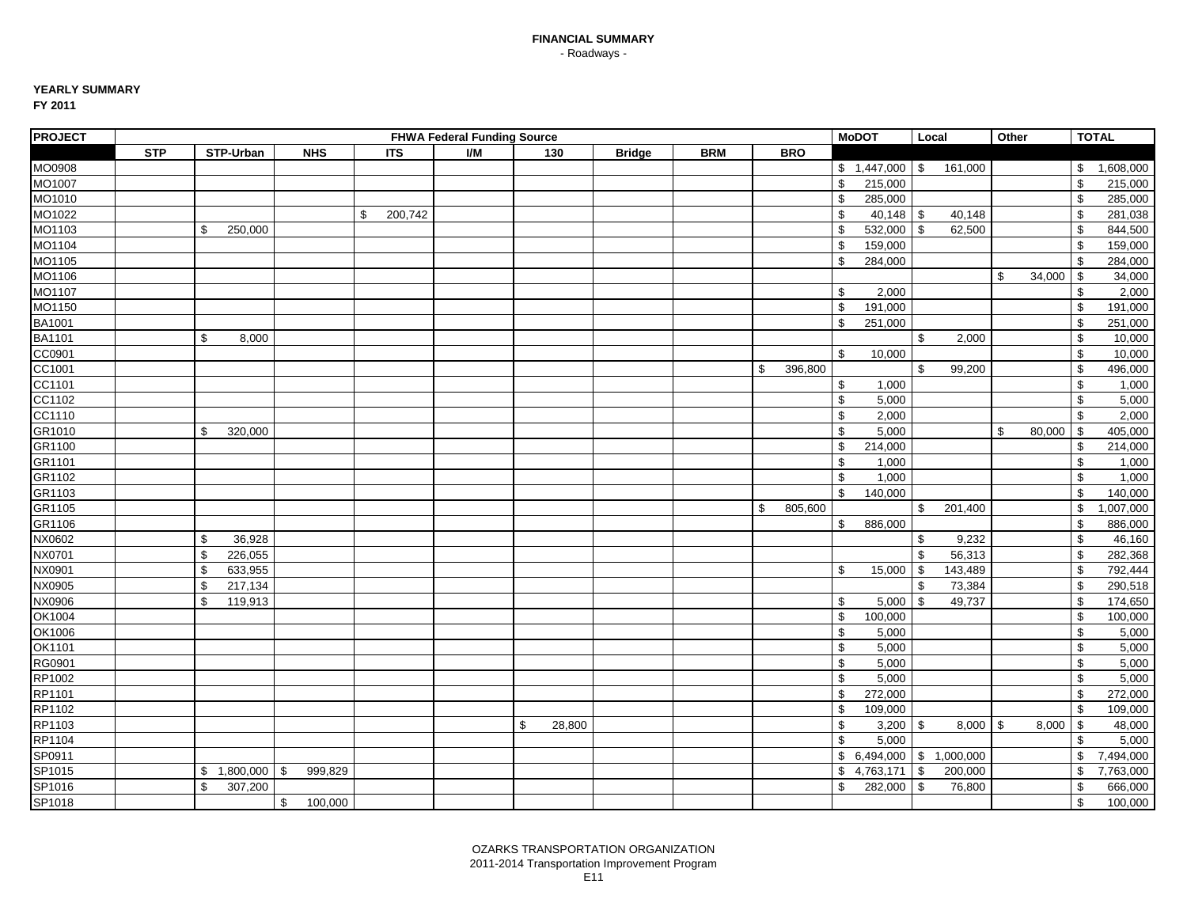# FINANCIAL SUMMARY

- Roadways -

**YEARLY SUMMARY**

**FY 2011**

| PROJECT | FHWA Federal Funding Source | | | | | | | | | MoDOT | Local | Other | TOTAL |
|---|---|---|---|---|---|---|---|---|---|---|---|---|---|
| | STP | STP-Urban | NHS | ITS | I/M | 130 | Bridge | BRM | BRO | | | | |
| MO0908 | | | | | | | | | | $ 1,447,000 | $ 161,000 | | $ 1,608,000 |
| MO1007 | | | | | | | | | | $ 215,000 | | | $ 215,000 |
| MO1010 | | | | | | | | | | $ 285,000 | | | $ 285,000 |
| MO1022 | | | | $ 200,742 | | | | | | $ 40,148 | $ 40,148 | | $ 281,038 |
| MO1103 | | $ 250,000 | | | | | | | | $ 532,000 | $ 62,500 | | $ 844,500 |
| MO1104 | | | | | | | | | | $ 159,000 | | | $ 159,000 |
| MO1105 | | | | | | | | | | $ 284,000 | | | $ 284,000 |
| MO1106 | | | | | | | | | | | | $ 34,000 | $ 34,000 |
| MO1107 | | | | | | | | | | $ 2,000 | | | $ 2,000 |
| MO1150 | | | | | | | | | | $ 191,000 | | | $ 191,000 |
| BA1001 | | | | | | | | | | $ 251,000 | | | $ 251,000 |
| BA1101 | | $ 8,000 | | | | | | | | | $ 2,000 | | $ 10,000 |
| CC0901 | | | | | | | | | | $ 10,000 | | | $ 10,000 |
| CC1001 | | | | | | | | | $ 396,800 | | $ 99,200 | | $ 496,000 |
| CC1101 | | | | | | | | | | $ 1,000 | | | $ 1,000 |
| CC1102 | | | | | | | | | | $ 5,000 | | | $ 5,000 |
| CC1110 | | | | | | | | | | $ 2,000 | | | $ 2,000 |
| GR1010 | | $ 320,000 | | | | | | | | $ 5,000 | | $ 80,000 | $ 405,000 |
| GR1100 | | | | | | | | | | $ 214,000 | | | $ 214,000 |
| GR1101 | | | | | | | | | | $ 1,000 | | | $ 1,000 |
| GR1102 | | | | | | | | | | $ 1,000 | | | $ 1,000 |
| GR1103 | | | | | | | | | | $ 140,000 | | | $ 140,000 |
| GR1105 | | | | | | | | | $ 805,600 | | $ 201,400 | | $ 1,007,000 |
| GR1106 | | | | | | | | | | $ 886,000 | | | $ 886,000 |
| NX0602 | | $ 36,928 | | | | | | | | | $ 9,232 | | $ 46,160 |
| NX0701 | | $ 226,055 | | | | | | | | | $ 56,313 | | $ 282,368 |
| NX0901 | | $ 633,955 | | | | | | | | $ 15,000 | $ 143,489 | | $ 792,444 |
| NX0905 | | $ 217,134 | | | | | | | | | $ 73,384 | | $ 290,518 |
| NX0906 | | $ 119,913 | | | | | | | | $ 5,000 | $ 49,737 | | $ 174,650 |
| OK1004 | | | | | | | | | | $ 100,000 | | | $ 100,000 |
| OK1006 | | | | | | | | | | $ 5,000 | | | $ 5,000 |
| OK1101 | | | | | | | | | | $ 5,000 | | | $ 5,000 |
| RG0901 | | | | | | | | | | $ 5,000 | | | $ 5,000 |
| RP1002 | | | | | | | | | | $ 5,000 | | | $ 5,000 |
| RP1101 | | | | | | | | | | $ 272,000 | | | $ 272,000 |
| RP1102 | | | | | | | | | | $ 109,000 | | | $ 109,000 |
| RP1103 | | | | | | $ 28,800 | | | | $ 3,200 | $ 8,000 | $ 8,000 | $ 48,000 |
| RP1104 | | | | | | | | | | $ 5,000 | | | $ 5,000 |
| SP0911 | | | | | | | | | | $ 6,494,000 | $ 1,000,000 | | $ 7,494,000 |
| SP1015 | | $ 1,800,000 | $ 999,829 | | | | | | | $ 4,763,171 | $ 200,000 | | $ 7,763,000 |
| SP1016 | | $ 307,200 | | | | | | | | $ 282,000 | $ 76,800 | | $ 666,000 |
| SP1018 | | | $ 100,000 | | | | | | | | | | $ 100,000 |

OZARKS TRANSPORTATION ORGANIZATION
2011-2014 Transportation Improvement Program
E11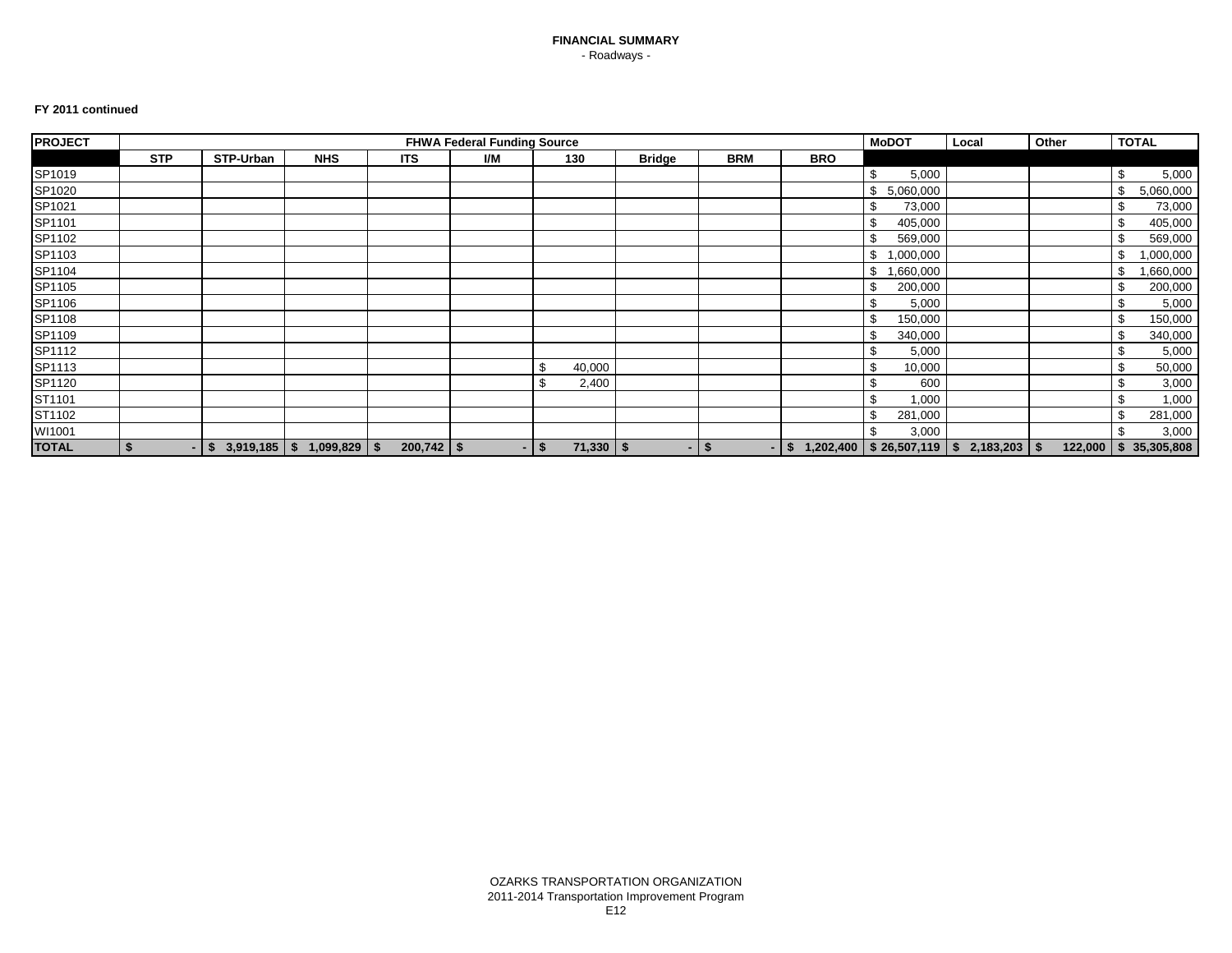**FINANCIAL SUMMARY**
- Roadways -

**FY 2011 continued**

| PROJECT | FHWA Federal Funding Source | | | | | | | | | MoDOT | Local | Other | TOTAL |
|---|---|---|---|---|---|---|---|---|---|---|---|---|---|
| | STP | STP-Urban | NHS | ITS | I/M | 130 | Bridge | BRM | BRO | | | | |
| SP1019 | | | | | | | | | | $ 5,000 | | | $ 5,000 |
| SP1020 | | | | | | | | | | $ 5,060,000 | | | $ 5,060,000 |
| SP1021 | | | | | | | | | | $ 73,000 | | | $ 73,000 |
| SP1101 | | | | | | | | | | $ 405,000 | | | $ 405,000 |
| SP1102 | | | | | | | | | | $ 569,000 | | | $ 569,000 |
| SP1103 | | | | | | | | | | $ 1,000,000 | | | $ 1,000,000 |
| SP1104 | | | | | | | | | | $ 1,660,000 | | | $ 1,660,000 |
| SP1105 | | | | | | | | | | $ 200,000 | | | $ 200,000 |
| SP1106 | | | | | | | | | | $ 5,000 | | | $ 5,000 |
| SP1108 | | | | | | | | | | $ 150,000 | | | $ 150,000 |
| SP1109 | | | | | | | | | | $ 340,000 | | | $ 340,000 |
| SP1112 | | | | | | | | | | $ 5,000 | | | $ 5,000 |
| SP1113 | | | | | | $ 40,000 | | | | $ 10,000 | | | $ 50,000 |
| SP1120 | | | | | | $ 2,400 | | | | $ 600 | | | $ 3,000 |
| ST1101 | | | | | | | | | | $ 1,000 | | | $ 1,000 |
| ST1102 | | | | | | | | | | $ 281,000 | | | $ 281,000 |
| WI1001 | | | | | | | | | | $ 3,000 | | | $ 3,000 |
| **TOTAL** | **$ -** | **$ 3,919,185** | **$ 1,099,829** | **$ 200,742** | **$ -** | **$ 71,330** | **$ -** | **$ -** | **$ 1,202,400** | **$ 26,507,119** | **$ 2,183,203** | **$ 122,000** | **$ 35,305,808** |

OZARKS TRANSPORTATION ORGANIZATION
2011-2014 Transportation Improvement Program
E12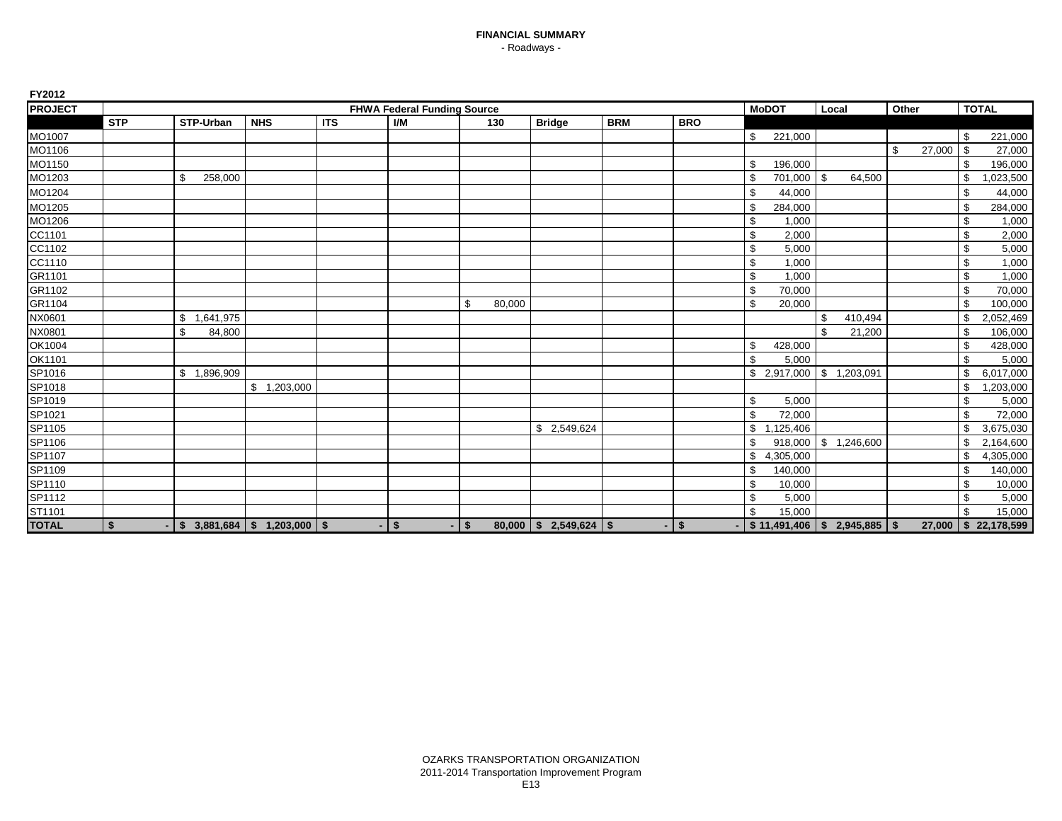# FINANCIAL SUMMARY

- Roadways -

**FY2012**

| PROJECT | FHWA Federal Funding Source | | | | | | | | | MoDOT | Local | Other | TOTAL |
|---|---|---|---|---|---|---|---|---|---|---|---|---|---|
| | STP | STP-Urban | NHS | ITS | I/M | 130 | Bridge | BRM | BRO | | | | |
| MO1007 | | | | | | | | | | $ 221,000 | | | $ 221,000 |
| MO1106 | | | | | | | | | | | | $ 27,000 | $ 27,000 |
| MO1150 | | | | | | | | | | $ 196,000 | | | $ 196,000 |
| MO1203 | | $ 258,000 | | | | | | | | $ 701,000 | $ 64,500 | | $ 1,023,500 |
| MO1204 | | | | | | | | | | $ 44,000 | | | $ 44,000 |
| MO1205 | | | | | | | | | | $ 284,000 | | | $ 284,000 |
| MO1206 | | | | | | | | | | $ 1,000 | | | $ 1,000 |
| CC1101 | | | | | | | | | | $ 2,000 | | | $ 2,000 |
| CC1102 | | | | | | | | | | $ 5,000 | | | $ 5,000 |
| CC1110 | | | | | | | | | | $ 1,000 | | | $ 1,000 |
| GR1101 | | | | | | | | | | $ 1,000 | | | $ 1,000 |
| GR1102 | | | | | | | | | | $ 70,000 | | | $ 70,000 |
| GR1104 | | | | | | $ 80,000 | | | | $ 20,000 | | | $ 100,000 |
| NX0601 | | $ 1,641,975 | | | | | | | | | $ 410,494 | | $ 2,052,469 |
| NX0801 | | $ 84,800 | | | | | | | | | $ 21,200 | | $ 106,000 |
| OK1004 | | | | | | | | | | $ 428,000 | | | $ 428,000 |
| OK1101 | | | | | | | | | | $ 5,000 | | | $ 5,000 |
| SP1016 | | $ 1,896,909 | | | | | | | | $ 2,917,000 | $ 1,203,091 | | $ 6,017,000 |
| SP1018 | | | $ 1,203,000 | | | | | | | | | | $ 1,203,000 |
| SP1019 | | | | | | | | | | $ 5,000 | | | $ 5,000 |
| SP1021 | | | | | | | | | | $ 72,000 | | | $ 72,000 |
| SP1105 | | | | | | | $ 2,549,624 | | | $ 1,125,406 | | | $ 3,675,030 |
| SP1106 | | | | | | | | | | $ 918,000 | $ 1,246,600 | | $ 2,164,600 |
| SP1107 | | | | | | | | | | $ 4,305,000 | | | $ 4,305,000 |
| SP1109 | | | | | | | | | | $ 140,000 | | | $ 140,000 |
| SP1110 | | | | | | | | | | $ 10,000 | | | $ 10,000 |
| SP1112 | | | | | | | | | | $ 5,000 | | | $ 5,000 |
| ST1101 | | | | | | | | | | $ 15,000 | | | $ 15,000 |
| **TOTAL** | **$ -** | **$ 3,881,684** | **$ 1,203,000** | **$ -** | **$ -** | **$ 80,000** | **$ 2,549,624** | **$ -** | **$ -** | **$ 11,491,406** | **$ 2,945,885** | **$ 27,000** | **$ 22,178,599** |

OZARKS TRANSPORTATION ORGANIZATION
2011-2014 Transportation Improvement Program
E13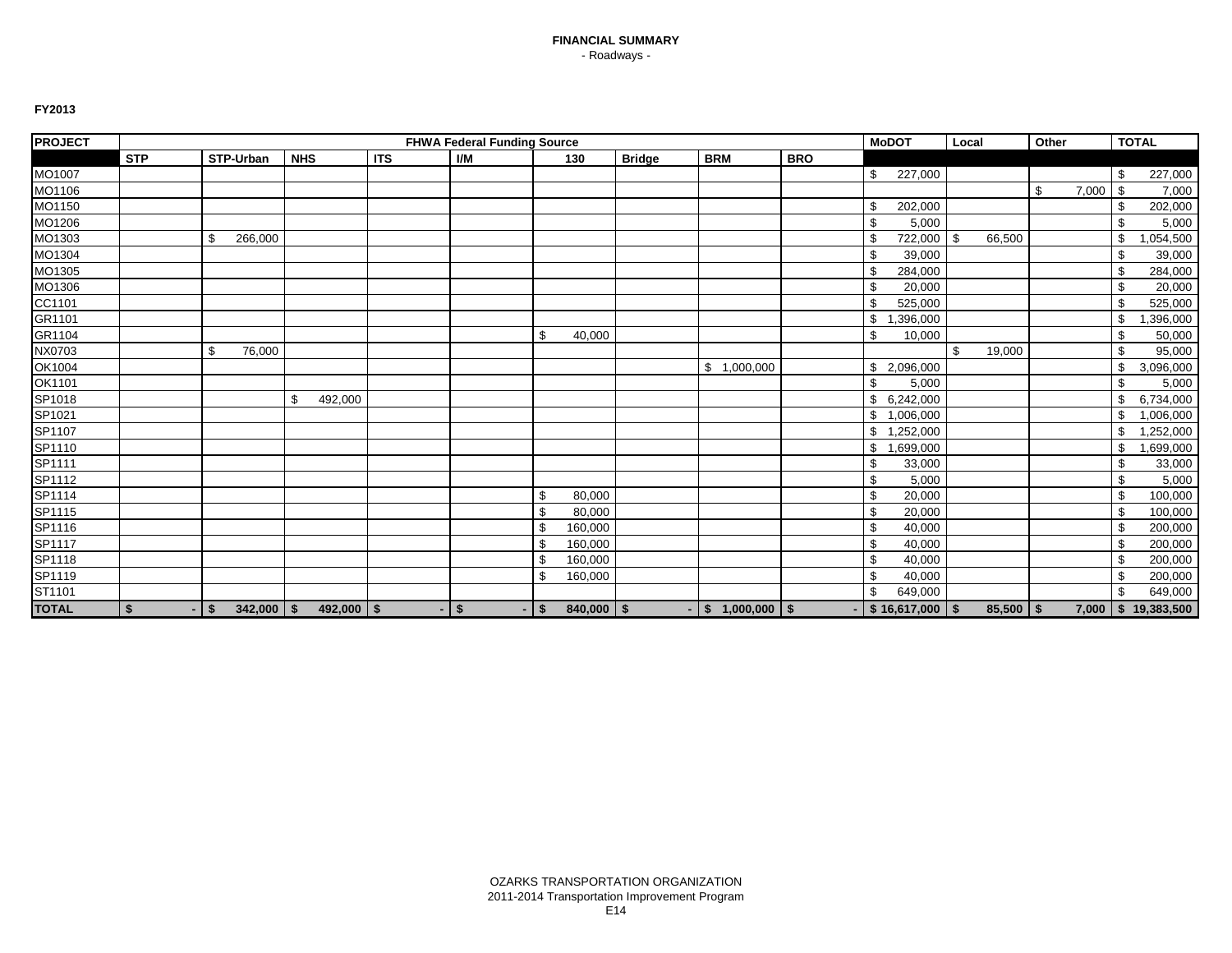**FINANCIAL SUMMARY**
- Roadways -

**FY2013**

| PROJECT | FHWA Federal Funding Source | | | | | | | | | MoDOT | Local | Other | TOTAL |
|---|---|---|---|---|---|---|---|---|---|---|---|---|---|
| | STP | STP-Urban | NHS | ITS | I/M | 130 | Bridge | BRM | BRO | | | | |
| MO1007 | | | | | | | | | | $ 227,000 | | | $ 227,000 |
| MO1106 | | | | | | | | | | | | $ 7,000 | $ 7,000 |
| MO1150 | | | | | | | | | | $ 202,000 | | | $ 202,000 |
| MO1206 | | | | | | | | | | $ 5,000 | | | $ 5,000 |
| MO1303 | | $ 266,000 | | | | | | | | $ 722,000 | $ 66,500 | | $ 1,054,500 |
| MO1304 | | | | | | | | | | $ 39,000 | | | $ 39,000 |
| MO1305 | | | | | | | | | | $ 284,000 | | | $ 284,000 |
| MO1306 | | | | | | | | | | $ 20,000 | | | $ 20,000 |
| CC1101 | | | | | | | | | | $ 525,000 | | | $ 525,000 |
| GR1101 | | | | | | | | | | $ 1,396,000 | | | $ 1,396,000 |
| GR1104 | | | | | | $ 40,000 | | | | $ 10,000 | | | $ 50,000 |
| NX0703 | | $ 76,000 | | | | | | | | | $ 19,000 | | $ 95,000 |
| OK1004 | | | | | | | | $ 1,000,000 | | $ 2,096,000 | | | $ 3,096,000 |
| OK1101 | | | | | | | | | | $ 5,000 | | | $ 5,000 |
| SP1018 | | | $ 492,000 | | | | | | | $ 6,242,000 | | | $ 6,734,000 |
| SP1021 | | | | | | | | | | $ 1,006,000 | | | $ 1,006,000 |
| SP1107 | | | | | | | | | | $ 1,252,000 | | | $ 1,252,000 |
| SP1110 | | | | | | | | | | $ 1,699,000 | | | $ 1,699,000 |
| SP1111 | | | | | | | | | | $ 33,000 | | | $ 33,000 |
| SP1112 | | | | | | | | | | $ 5,000 | | | $ 5,000 |
| SP1114 | | | | | | $ 80,000 | | | | $ 20,000 | | | $ 100,000 |
| SP1115 | | | | | | $ 80,000 | | | | $ 20,000 | | | $ 100,000 |
| SP1116 | | | | | | $ 160,000 | | | | $ 40,000 | | | $ 200,000 |
| SP1117 | | | | | | $ 160,000 | | | | $ 40,000 | | | $ 200,000 |
| SP1118 | | | | | | $ 160,000 | | | | $ 40,000 | | | $ 200,000 |
| SP1119 | | | | | | $ 160,000 | | | | $ 40,000 | | | $ 200,000 |
| ST1101 | | | | | | | | | | $ 649,000 | | | $ 649,000 |
| **TOTAL** | **$ -** | **$ 342,000** | **$ 492,000** | **$ -** | **$ -** | **$ 840,000** | **$ -** | **$ 1,000,000** | **$ -** | **$ 16,617,000** | **$ 85,500** | **$ 7,000** | **$ 19,383,500** |

OZARKS TRANSPORTATION ORGANIZATION
2011-2014 Transportation Improvement Program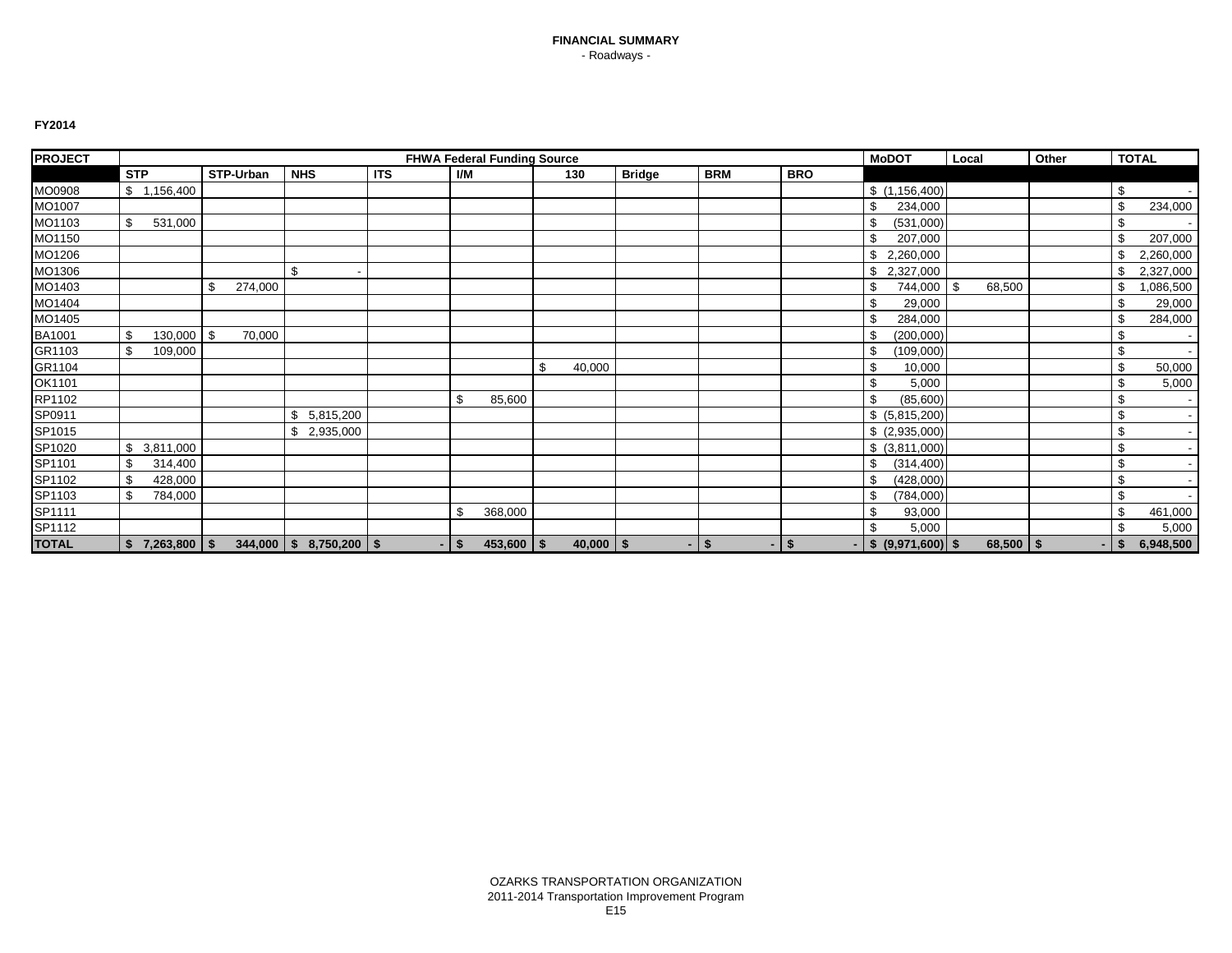# FINANCIAL SUMMARY

- Roadways -

**FY2014**

| PROJECT | FHWA Federal Funding Source | | | | | | | | | MoDOT | Local | Other | TOTAL |
|---|---|---|---|---|---|---|---|---|---|---|---|---|---|
| | STP | STP-Urban | NHS | ITS | I/M | 130 | Bridge | BRM | BRO | | | | |
| MO0908 | $ 1,156,400 | | | | | | | | | $ (1,156,400) | | | $ - |
| MO1007 | | | | | | | | | | $ 234,000 | | | $ 234,000 |
| MO1103 | $ 531,000 | | | | | | | | | $ (531,000) | | | $ - |
| MO1150 | | | | | | | | | | $ 207,000 | | | $ 207,000 |
| MO1206 | | | | | | | | | | $ 2,260,000 | | | $ 2,260,000 |
| MO1306 | | | $ - | | | | | | | $ 2,327,000 | | | $ 2,327,000 |
| MO1403 | | $ 274,000 | | | | | | | | $ 744,000 | $ 68,500 | | $ 1,086,500 |
| MO1404 | | | | | | | | | | $ 29,000 | | | $ 29,000 |
| MO1405 | | | | | | | | | | $ 284,000 | | | $ 284,000 |
| BA1001 | $ 130,000 | $ 70,000 | | | | | | | | $ (200,000) | | | $ - |
| GR1103 | $ 109,000 | | | | | | | | | $ (109,000) | | | $ - |
| GR1104 | | | | | | $ 40,000 | | | | $ 10,000 | | | $ 50,000 |
| OK1101 | | | | | | | | | | $ 5,000 | | | $ 5,000 |
| RP1102 | | | | | $ 85,600 | | | | | $ (85,600) | | | $ - |
| SP0911 | | | $ 5,815,200 | | | | | | | $ (5,815,200) | | | $ - |
| SP1015 | | | $ 2,935,000 | | | | | | | $ (2,935,000) | | | $ - |
| SP1020 | $ 3,811,000 | | | | | | | | | $ (3,811,000) | | | $ - |
| SP1101 | $ 314,400 | | | | | | | | | $ (314,400) | | | $ - |
| SP1102 | $ 428,000 | | | | | | | | | $ (428,000) | | | $ - |
| SP1103 | $ 784,000 | | | | | | | | | $ (784,000) | | | $ - |
| SP1111 | | | | | $ 368,000 | | | | | $ 93,000 | | | $ 461,000 |
| SP1112 | | | | | | | | | | $ 5,000 | | | $ 5,000 |
| **TOTAL** | **$ 7,263,800** | **$ 344,000** | **$ 8,750,200** | **$ -** | **$ 453,600** | **$ 40,000** | **$ -** | **$ -** | **$ -** | **$ (9,971,600)** | **$ 68,500** | **$ -** | **$ 6,948,500** |

OZARKS TRANSPORTATION ORGANIZATION
2011-2014 Transportation Improvement Program
E15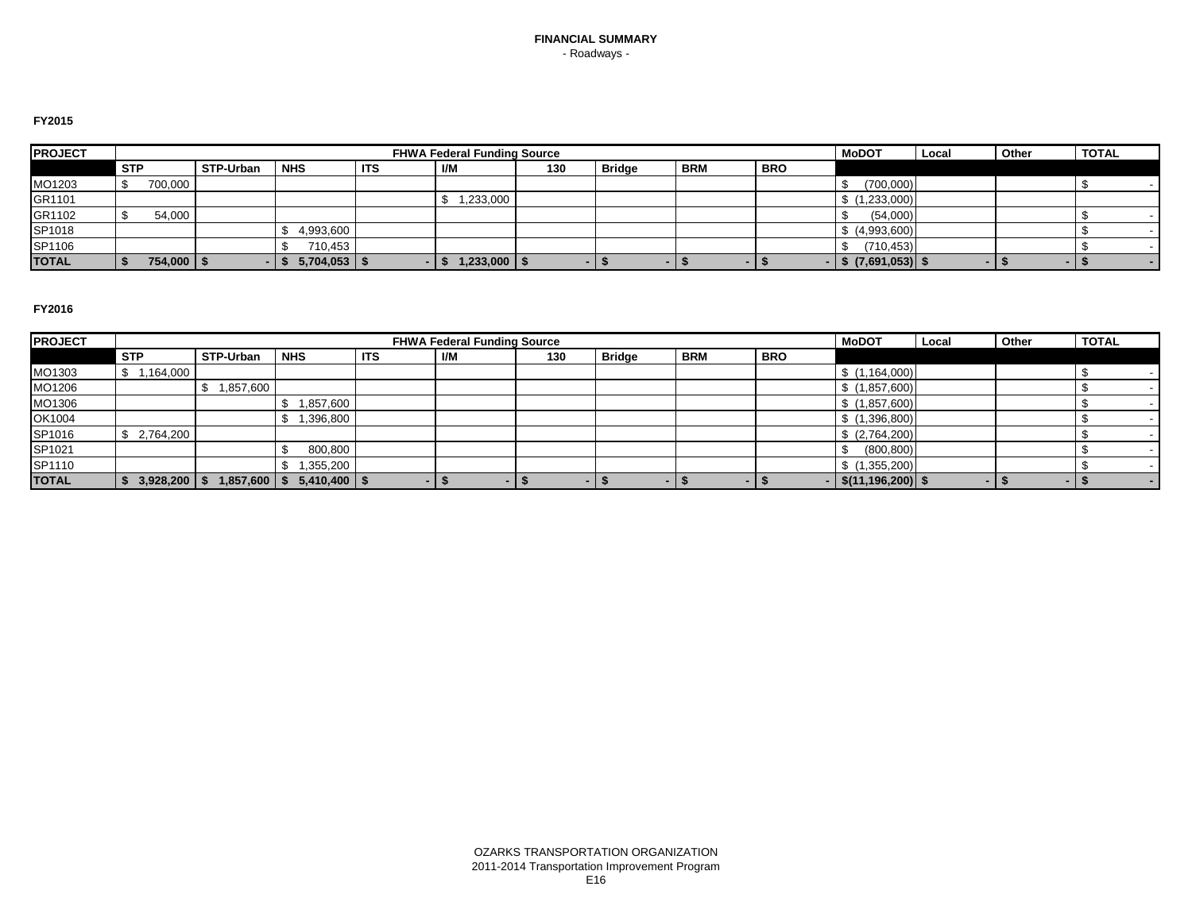# FINANCIAL SUMMARY

- Roadways -

### FY2015

| PROJECT | FHWA Federal Funding Source | | | | | | | | | MoDOT | Local | Other | TOTAL |
|---|---|---|---|---|---|---|---|---|---|---|---|---|---|
| | STP | STP-Urban | NHS | ITS | I/M | 130 | Bridge | BRM | BRO | | | | |
| MO1203 | $ 700,000 | | | | | | | | | $ (700,000) | | | $ - |
| GR1101 | | | | | $ 1,233,000 | | | | | $ (1,233,000) | | | |
| GR1102 | $ 54,000 | | | | | | | | | $ (54,000) | | | $ - |
| SP1018 | | | $ 4,993,600 | | | | | | | $ (4,993,600) | | | $ - |
| SP1106 | | | $ 710,453 | | | | | | | $ (710,453) | | | $ - |
| **TOTAL** | **$ 754,000** | **$ -** | **$ 5,704,053** | **$ -** | **$ 1,233,000** | **$ -** | **$ -** | **$ -** | **$ -** | **$ (7,691,053)** | **$ -** | **$ -** | **$ -** |

### FY2016

| PROJECT | FHWA Federal Funding Source | | | | | | | | | MoDOT | Local | Other | TOTAL |
|---|---|---|---|---|---|---|---|---|---|---|---|---|---|
| | STP | STP-Urban | NHS | ITS | I/M | 130 | Bridge | BRM | BRO | | | | |
| MO1303 | $ 1,164,000 | | | | | | | | | $ (1,164,000) | | | $ - |
| MO1206 | | $ 1,857,600 | | | | | | | | $ (1,857,600) | | | $ - |
| MO1306 | | | $ 1,857,600 | | | | | | | $ (1,857,600) | | | $ - |
| OK1004 | | | $ 1,396,800 | | | | | | | $ (1,396,800) | | | $ - |
| SP1016 | $ 2,764,200 | | | | | | | | | $ (2,764,200) | | | $ - |
| SP1021 | | | $ 800,800 | | | | | | | $ (800,800) | | | $ - |
| SP1110 | | | $ 1,355,200 | | | | | | | $ (1,355,200) | | | $ - |
| **TOTAL** | **$ 3,928,200** | **$ 1,857,600** | **$ 5,410,400** | **$ -** | **$ -** | **$ -** | **$ -** | **$ -** | **$ -** | **$(11,196,200)** | **$ -** | **$ -** | **$ -** |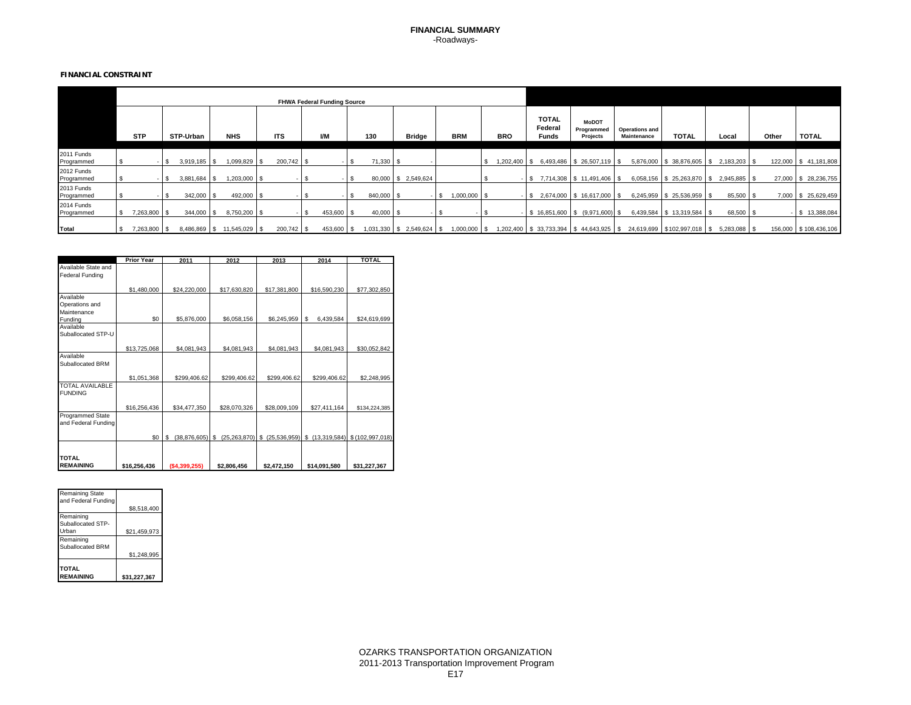# FINANCIAL SUMMARY
-Roadways-

**FINANCIAL CONSTRAINT**

| | FHWA Federal Funding Source | | | | | | | | | | | | | | | |
|---|---|---|---|---|---|---|---|---|---|---|---|---|---|---|---|---|
| | STP | STP-Urban | NHS | ITS | I/M | 130 | Bridge | BRM | BRO | TOTAL Federal Funds | MoDOT Programmed Projects | Operations and Maintenance | TOTAL | Local | Other | TOTAL |
| 2011 Funds Programmed | $ - | $ 3,919,185 | $ 1,099,829 | $ 200,742 | $ - | $ 71,330 | $ - | | $ 1,202,400 | $ 6,493,486 | $ 26,507,119 | $ 5,876,000 | $ 38,876,605 | $ 2,183,203 | $ 122,000 | $ 41,181,808 |
| 2012 Funds Programmed | $ - | $ 3,881,684 | $ 1,203,000 | $ - | $ - | $ 80,000 | $ 2,549,624 | | $ - | $ 7,714,308 | $ 11,491,406 | $ 6,058,156 | $ 25,263,870 | $ 2,945,885 | $ 27,000 | $ 28,236,755 |
| 2013 Funds Programmed | $ - | $ 342,000 | $ 492,000 | $ - | $ - | $ 840,000 | $ - | $ 1,000,000 | $ - | $ 2,674,000 | $ 16,617,000 | $ 6,245,959 | $ 25,536,959 | $ 85,500 | $ 7,000 | $ 25,629,459 |
| 2014 Funds Programmed | $ 7,263,800 | $ 344,000 | $ 8,750,200 | $ - | $ 453,600 | $ 40,000 | $ - | $ - | $ - | $ 16,851,600 | $ (9,971,600) | $ 6,439,584 | $ 13,319,584 | $ 68,500 | $ - | $ 13,388,084 |
| **Total** | $ 7,263,800 | $ 8,486,869 | $ 11,545,029 | $ 200,742 | $ 453,600 | $ 1,031,330 | $ 2,549,624 | $ 1,000,000 | $ 1,202,400 | $ 33,733,394 | $ 44,643,925 | $ 24,619,699 | $102,997,018 | $ 5,283,088 | $ 156,000 | $ 108,436,106 |

| | Prior Year | 2011 | 2012 | 2013 | 2014 | TOTAL |
|---|---|---|---|---|---|---|
| Available State and Federal Funding | $1,480,000 | $24,220,000 | $17,630,820 | $17,381,800 | $16,590,230 | $77,302,850 |
| Available Operations and Maintenance Funding | $0 | $5,876,000 | $6,058,156 | $6,245,959 | $ 6,439,584 | $24,619,699 |
| Available Suballocated STP-U | $13,725,068 | $4,081,943 | $4,081,943 | $4,081,943 | $4,081,943 | $30,052,842 |
| Available Suballocated BRM | $1,051,368 | $299,406.62 | $299,406.62 | $299,406.62 | $299,406.62 | $2,248,995 |
| TOTAL AVAILABLE FUNDING | $16,256,436 | $34,477,350 | $28,070,326 | $28,009,109 | $27,411,164 | $134,224,385 |
| Programmed State and Federal Funding | $0 | $ (38,876,605) | $ (25,263,870) | $ (25,536,959) | $ (13,319,584) | $ (102,997,018) |
| **TOTAL REMAINING** | **$16,256,436** | **($4,399,255)** | **$2,806,456** | **$2,472,150** | **$14,091,580** | **$31,227,367** |

| | |
|---|---|
| Remaining State and Federal Funding | $8,518,400 |
| Remaining Suballocated STP-Urban | $21,459,973 |
| Remaining Suballocated BRM | $1,248,995 |
| **TOTAL REMAINING** | **$31,227,367** |

OZARKS TRANSPORTATION ORGANIZATION
2011-2013 Transportation Improvement Program
E17